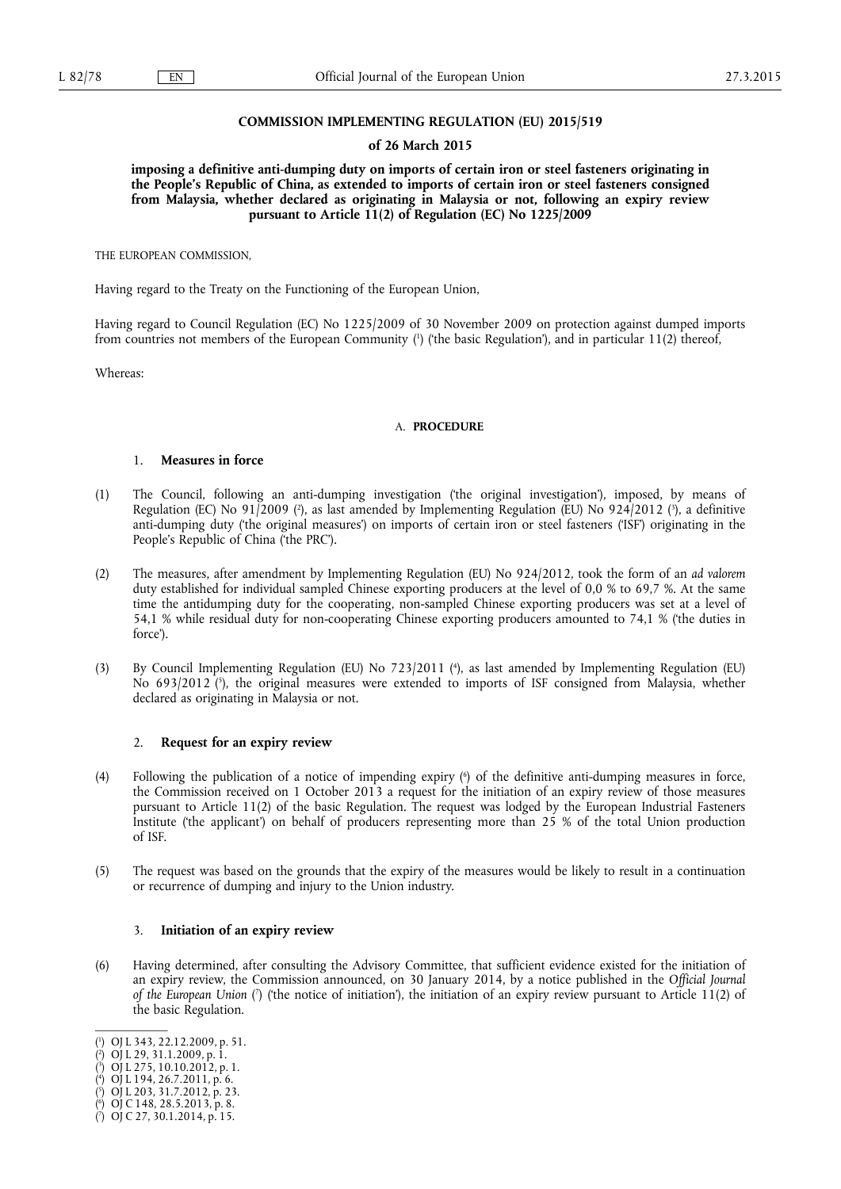**COMMISSION IMPLEMENTING REGULATION (EU) 2015/519**

**of 26 March 2015**

**imposing a definitive anti-dumping duty on imports of certain iron or steel fasteners originating in the People's Republic of China, as extended to imports of certain iron or steel fasteners consigned from Malaysia, whether declared as originating in Malaysia or not, following an expiry review pursuant to Article 11(2) of Regulation (EC) No 1225/2009**

THE EUROPEAN COMMISSION,

Having regard to the Treaty on the Functioning of the European Union,

Having regard to Council Regulation (EC) No 1225/2009 of 30 November 2009 on protection against dumped imports from countries not members of the European Community [1] ('the basic Regulation'), and in particular 11(2) thereof,

Whereas:

## A. PROCEDURE

### 1. Measures in force

(1) The Council, following an anti-dumping investigation ('the original investigation'), imposed, by means of Regulation (EC) No 91/2009 [2], as last amended by Implementing Regulation (EU) No 924/2012 [3], a definitive anti-dumping duty ('the original measures') on imports of certain iron or steel fasteners ('ISF') originating in the People's Republic of China ('the PRC').

(2) The measures, after amendment by Implementing Regulation (EU) No 924/2012, took the form of an *ad valorem* duty established for individual sampled Chinese exporting producers at the level of 0,0 % to 69,7 %. At the same time the antidumping duty for the cooperating, non-sampled Chinese exporting producers was set at a level of 54,1 % while residual duty for non-cooperating Chinese exporting producers amounted to 74,1 % ('the duties in force').

(3) By Council Implementing Regulation (EU) No 723/2011 [4], as last amended by Implementing Regulation (EU) No 693/2012 [5], the original measures were extended to imports of ISF consigned from Malaysia, whether declared as originating in Malaysia or not.

### 2. Request for an expiry review

(4) Following the publication of a notice of impending expiry [6] of the definitive anti-dumping measures in force, the Commission received on 1 October 2013 a request for the initiation of an expiry review of those measures pursuant to Article 11(2) of the basic Regulation. The request was lodged by the European Industrial Fasteners Institute ('the applicant') on behalf of producers representing more than 25 % of the total Union production of ISF.

(5) The request was based on the grounds that the expiry of the measures would be likely to result in a continuation or recurrence of dumping and injury to the Union industry.

### 3. Initiation of an expiry review

(6) Having determined, after consulting the Advisory Committee, that sufficient evidence existed for the initiation of an expiry review, the Commission announced, on 30 January 2014, by a notice published in the *Official Journal of the European Union* [7] ('the notice of initiation'), the initiation of an expiry review pursuant to Article 11(2) of the basic Regulation.

---

[1] OJ L 343, 22.12.2009, p. 51.
[2] OJ L 29, 31.1.2009, p. 1.
[3] OJ L 275, 10.10.2012, p. 1.
[4] OJ L 194, 26.7.2011, p. 6.
[5] OJ L 203, 31.7.2012, p. 23.
[6] OJ C 148, 28.5.2013, p. 8.
[7] OJ C 27, 30.1.2014, p. 15.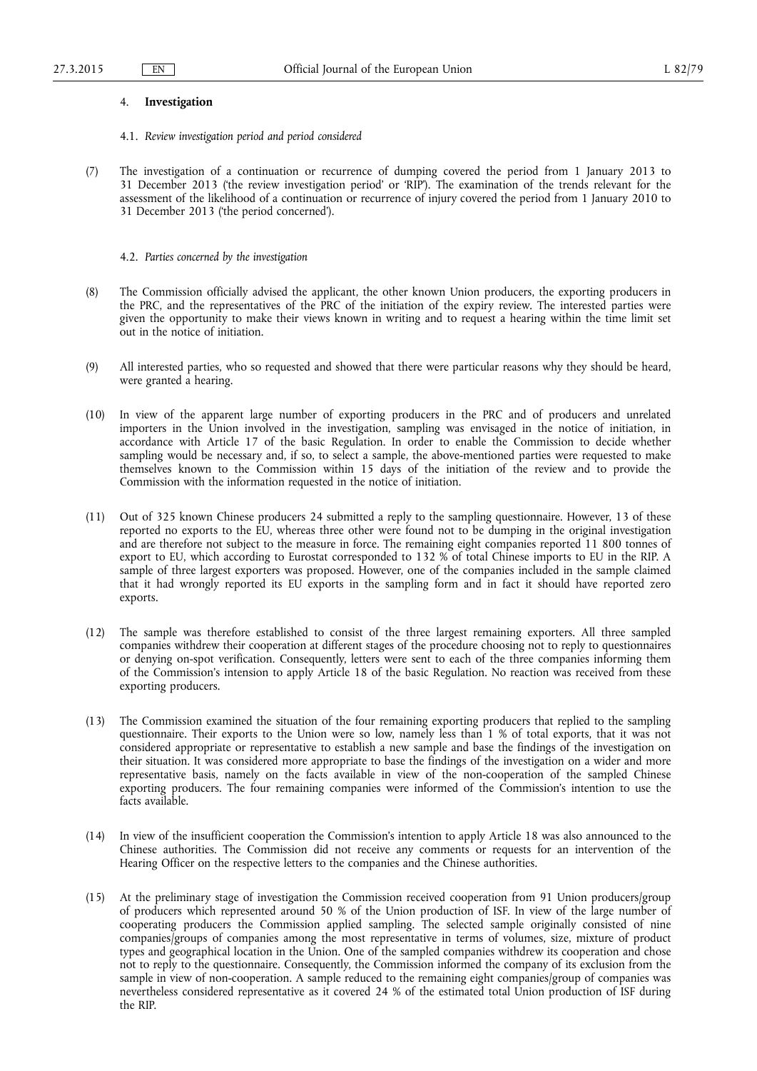## 4. **Investigation**

### 4.1. *Review investigation period and period considered*

(7) The investigation of a continuation or recurrence of dumping covered the period from 1 January 2013 to 31 December 2013 ('the review investigation period' or 'RIP'). The examination of the trends relevant for the assessment of the likelihood of a continuation or recurrence of injury covered the period from 1 January 2010 to 31 December 2013 ('the period concerned').

### 4.2. *Parties concerned by the investigation*

(8) The Commission officially advised the applicant, the other known Union producers, the exporting producers in the PRC, and the representatives of the PRC of the initiation of the expiry review. The interested parties were given the opportunity to make their views known in writing and to request a hearing within the time limit set out in the notice of initiation.

(9) All interested parties, who so requested and showed that there were particular reasons why they should be heard, were granted a hearing.

(10) In view of the apparent large number of exporting producers in the PRC and of producers and unrelated importers in the Union involved in the investigation, sampling was envisaged in the notice of initiation, in accordance with Article 17 of the basic Regulation. In order to enable the Commission to decide whether sampling would be necessary and, if so, to select a sample, the above-mentioned parties were requested to make themselves known to the Commission within 15 days of the initiation of the review and to provide the Commission with the information requested in the notice of initiation.

(11) Out of 325 known Chinese producers 24 submitted a reply to the sampling questionnaire. However, 13 of these reported no exports to the EU, whereas three other were found not to be dumping in the original investigation and are therefore not subject to the measure in force. The remaining eight companies reported 11 800 tonnes of export to EU, which according to Eurostat corresponded to 132 % of total Chinese imports to EU in the RIP. A sample of three largest exporters was proposed. However, one of the companies included in the sample claimed that it had wrongly reported its EU exports in the sampling form and in fact it should have reported zero exports.

(12) The sample was therefore established to consist of the three largest remaining exporters. All three sampled companies withdrew their cooperation at different stages of the procedure choosing not to reply to questionnaires or denying on-spot verification. Consequently, letters were sent to each of the three companies informing them of the Commission's intension to apply Article 18 of the basic Regulation. No reaction was received from these exporting producers.

(13) The Commission examined the situation of the four remaining exporting producers that replied to the sampling questionnaire. Their exports to the Union were so low, namely less than 1 % of total exports, that it was not considered appropriate or representative to establish a new sample and base the findings of the investigation on their situation. It was considered more appropriate to base the findings of the investigation on a wider and more representative basis, namely on the facts available in view of the non-cooperation of the sampled Chinese exporting producers. The four remaining companies were informed of the Commission's intention to use the facts available.

(14) In view of the insufficient cooperation the Commission's intention to apply Article 18 was also announced to the Chinese authorities. The Commission did not receive any comments or requests for an intervention of the Hearing Officer on the respective letters to the companies and the Chinese authorities.

(15) At the preliminary stage of investigation the Commission received cooperation from 91 Union producers/group of producers which represented around 50 % of the Union production of ISF. In view of the large number of cooperating producers the Commission applied sampling. The selected sample originally consisted of nine companies/groups of companies among the most representative in terms of volumes, size, mixture of product types and geographical location in the Union. One of the sampled companies withdrew its cooperation and chose not to reply to the questionnaire. Consequently, the Commission informed the company of its exclusion from the sample in view of non-cooperation. A sample reduced to the remaining eight companies/group of companies was nevertheless considered representative as it covered 24 % of the estimated total Union production of ISF during the RIP.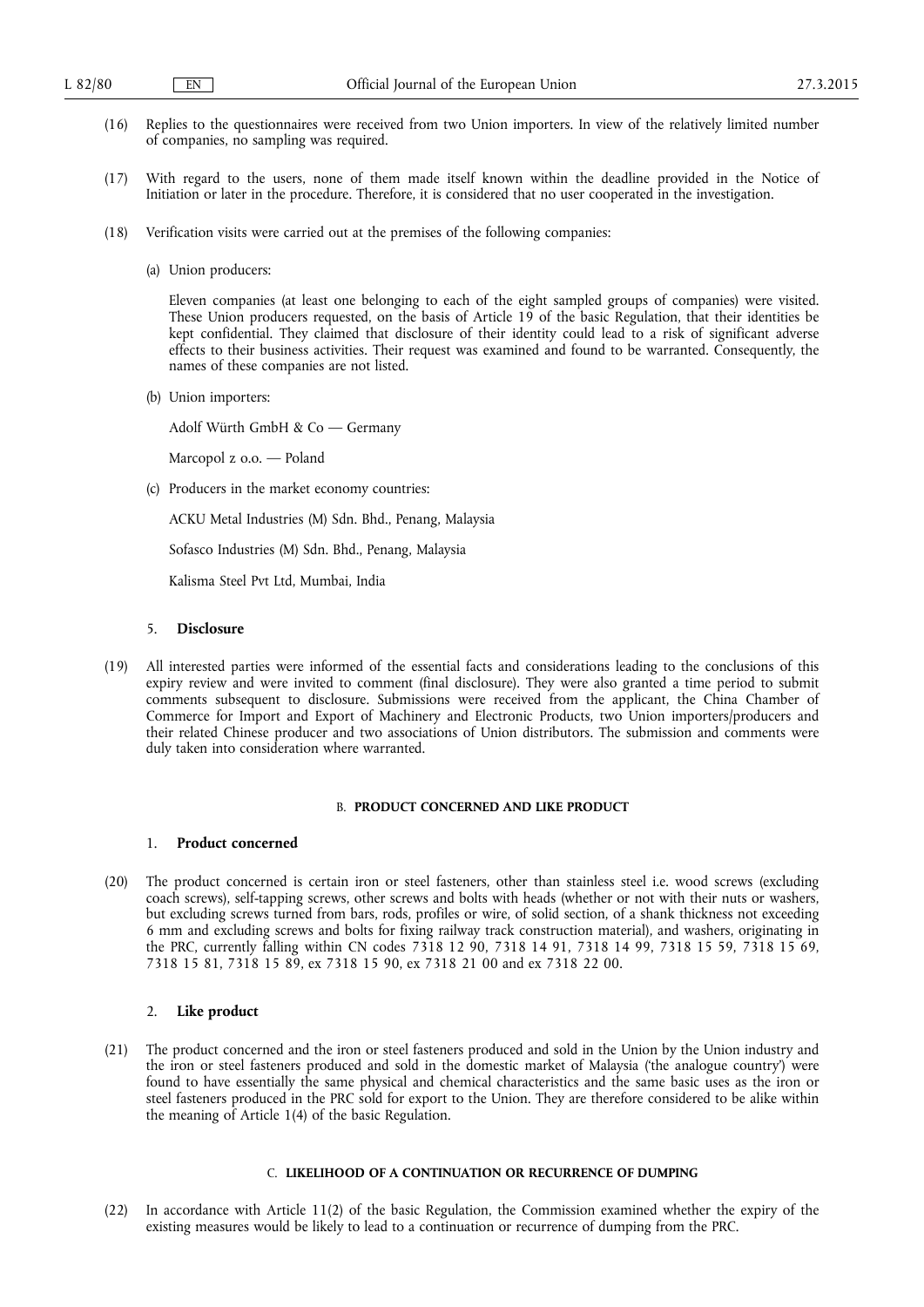(16) Replies to the questionnaires were received from two Union importers. In view of the relatively limited number of companies, no sampling was required.

(17) With regard to the users, none of them made itself known within the deadline provided in the Notice of Initiation or later in the procedure. Therefore, it is considered that no user cooperated in the investigation.

(18) Verification visits were carried out at the premises of the following companies:

(a) Union producers:

Eleven companies (at least one belonging to each of the eight sampled groups of companies) were visited. These Union producers requested, on the basis of Article 19 of the basic Regulation, that their identities be kept confidential. They claimed that disclosure of their identity could lead to a risk of significant adverse effects to their business activities. Their request was examined and found to be warranted. Consequently, the names of these companies are not listed.

(b) Union importers:

Adolf Würth GmbH & Co — Germany

Marcopol z o.o. — Poland

(c) Producers in the market economy countries:

ACKU Metal Industries (M) Sdn. Bhd., Penang, Malaysia

Sofasco Industries (M) Sdn. Bhd., Penang, Malaysia

Kalisma Steel Pvt Ltd, Mumbai, India

### 5. **Disclosure**

(19) All interested parties were informed of the essential facts and considerations leading to the conclusions of this expiry review and were invited to comment (final disclosure). They were also granted a time period to submit comments subsequent to disclosure. Submissions were received from the applicant, the China Chamber of Commerce for Import and Export of Machinery and Electronic Products, two Union importers/producers and their related Chinese producer and two associations of Union distributors. The submission and comments were duly taken into consideration where warranted.

## B. **PRODUCT CONCERNED AND LIKE PRODUCT**

### 1. **Product concerned**

(20) The product concerned is certain iron or steel fasteners, other than stainless steel i.e. wood screws (excluding coach screws), self-tapping screws, other screws and bolts with heads (whether or not with their nuts or washers, but excluding screws turned from bars, rods, profiles or wire, of solid section, of a shank thickness not exceeding 6 mm and excluding screws and bolts for fixing railway track construction material), and washers, originating in the PRC, currently falling within CN codes 7318 12 90, 7318 14 91, 7318 14 99, 7318 15 59, 7318 15 69, 7318 15 81, 7318 15 89, ex 7318 15 90, ex 7318 21 00 and ex 7318 22 00.

### 2. **Like product**

(21) The product concerned and the iron or steel fasteners produced and sold in the Union by the Union industry and the iron or steel fasteners produced and sold in the domestic market of Malaysia ('the analogue country') were found to have essentially the same physical and chemical characteristics and the same basic uses as the iron or steel fasteners produced in the PRC sold for export to the Union. They are therefore considered to be alike within the meaning of Article 1(4) of the basic Regulation.

## C. **LIKELIHOOD OF A CONTINUATION OR RECURRENCE OF DUMPING**

(22) In accordance with Article 11(2) of the basic Regulation, the Commission examined whether the expiry of the existing measures would be likely to lead to a continuation or recurrence of dumping from the PRC.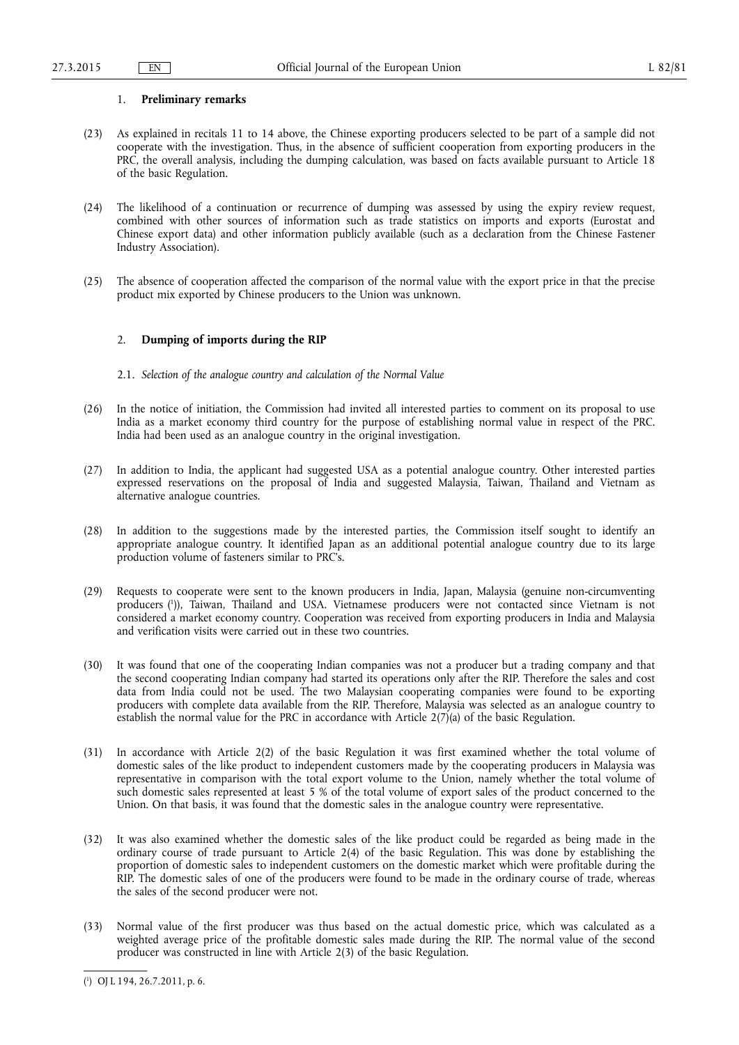### 1. **Preliminary remarks**

(23) As explained in recitals 11 to 14 above, the Chinese exporting producers selected to be part of a sample did not cooperate with the investigation. Thus, in the absence of sufficient cooperation from exporting producers in the PRC, the overall analysis, including the dumping calculation, was based on facts available pursuant to Article 18 of the basic Regulation.

(24) The likelihood of a continuation or recurrence of dumping was assessed by using the expiry review request, combined with other sources of information such as trade statistics on imports and exports (Eurostat and Chinese export data) and other information publicly available (such as a declaration from the Chinese Fastener Industry Association).

(25) The absence of cooperation affected the comparison of the normal value with the export price in that the precise product mix exported by Chinese producers to the Union was unknown.

### 2. **Dumping of imports during the RIP**

#### 2.1. *Selection of the analogue country and calculation of the Normal Value*

(26) In the notice of initiation, the Commission had invited all interested parties to comment on its proposal to use India as a market economy third country for the purpose of establishing normal value in respect of the PRC. India had been used as an analogue country in the original investigation.

(27) In addition to India, the applicant had suggested USA as a potential analogue country. Other interested parties expressed reservations on the proposal of India and suggested Malaysia, Taiwan, Thailand and Vietnam as alternative analogue countries.

(28) In addition to the suggestions made by the interested parties, the Commission itself sought to identify an appropriate analogue country. It identified Japan as an additional potential analogue country due to its large production volume of fasteners similar to PRC's.

(29) Requests to cooperate were sent to the known producers in India, Japan, Malaysia (genuine non-circumventing producers [1]), Taiwan, Thailand and USA. Vietnamese producers were not contacted since Vietnam is not considered a market economy country. Cooperation was received from exporting producers in India and Malaysia and verification visits were carried out in these two countries.

(30) It was found that one of the cooperating Indian companies was not a producer but a trading company and that the second cooperating Indian company had started its operations only after the RIP. Therefore the sales and cost data from India could not be used. The two Malaysian cooperating companies were found to be exporting producers with complete data available from the RIP. Therefore, Malaysia was selected as an analogue country to establish the normal value for the PRC in accordance with Article 2(7)(a) of the basic Regulation.

(31) In accordance with Article 2(2) of the basic Regulation it was first examined whether the total volume of domestic sales of the like product to independent customers made by the cooperating producers in Malaysia was representative in comparison with the total export volume to the Union, namely whether the total volume of such domestic sales represented at least 5 % of the total volume of export sales of the product concerned to the Union. On that basis, it was found that the domestic sales in the analogue country were representative.

(32) It was also examined whether the domestic sales of the like product could be regarded as being made in the ordinary course of trade pursuant to Article 2(4) of the basic Regulation. This was done by establishing the proportion of domestic sales to independent customers on the domestic market which were profitable during the RIP. The domestic sales of one of the producers were found to be made in the ordinary course of trade, whereas the sales of the second producer were not.

(33) Normal value of the first producer was thus based on the actual domestic price, which was calculated as a weighted average price of the profitable domestic sales made during the RIP. The normal value of the second producer was constructed in line with Article 2(3) of the basic Regulation.

---

[1] OJ L 194, 26.7.2011, p. 6.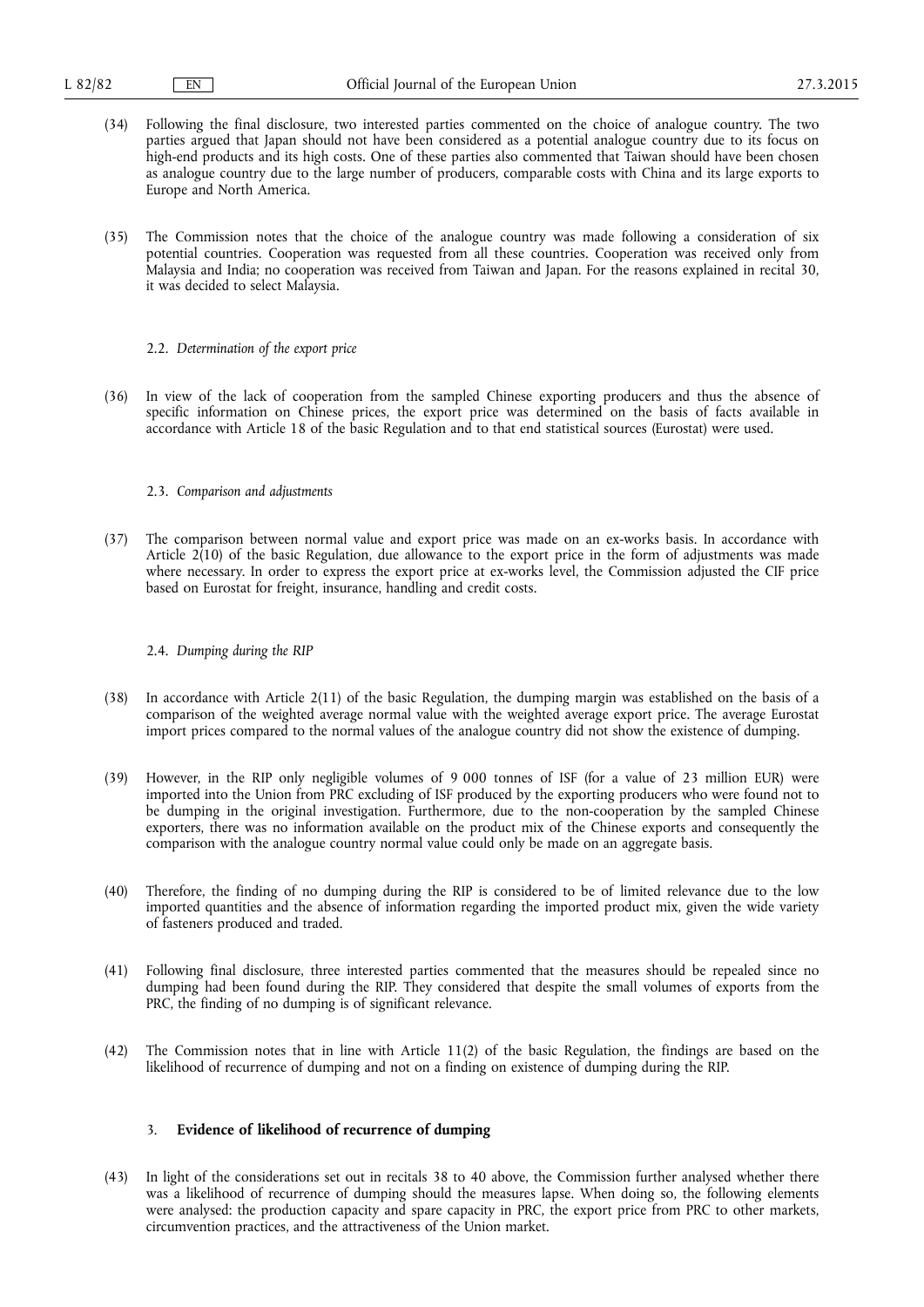(34) Following the final disclosure, two interested parties commented on the choice of analogue country. The two parties argued that Japan should not have been considered as a potential analogue country due to its focus on high-end products and its high costs. One of these parties also commented that Taiwan should have been chosen as analogue country due to the large number of producers, comparable costs with China and its large exports to Europe and North America.

(35) The Commission notes that the choice of the analogue country was made following a consideration of six potential countries. Cooperation was requested from all these countries. Cooperation was received only from Malaysia and India; no cooperation was received from Taiwan and Japan. For the reasons explained in recital 30, it was decided to select Malaysia.

### 2.2. *Determination of the export price*

(36) In view of the lack of cooperation from the sampled Chinese exporting producers and thus the absence of specific information on Chinese prices, the export price was determined on the basis of facts available in accordance with Article 18 of the basic Regulation and to that end statistical sources (Eurostat) were used.

### 2.3. *Comparison and adjustments*

(37) The comparison between normal value and export price was made on an ex-works basis. In accordance with Article 2(10) of the basic Regulation, due allowance to the export price in the form of adjustments was made where necessary. In order to express the export price at ex-works level, the Commission adjusted the CIF price based on Eurostat for freight, insurance, handling and credit costs.

### 2.4. *Dumping during the RIP*

(38) In accordance with Article 2(11) of the basic Regulation, the dumping margin was established on the basis of a comparison of the weighted average normal value with the weighted average export price. The average Eurostat import prices compared to the normal values of the analogue country did not show the existence of dumping.

(39) However, in the RIP only negligible volumes of 9 000 tonnes of ISF (for a value of 23 million EUR) were imported into the Union from PRC excluding of ISF produced by the exporting producers who were found not to be dumping in the original investigation. Furthermore, due to the non-cooperation by the sampled Chinese exporters, there was no information available on the product mix of the Chinese exports and consequently the comparison with the analogue country normal value could only be made on an aggregate basis.

(40) Therefore, the finding of no dumping during the RIP is considered to be of limited relevance due to the low imported quantities and the absence of information regarding the imported product mix, given the wide variety of fasteners produced and traded.

(41) Following final disclosure, three interested parties commented that the measures should be repealed since no dumping had been found during the RIP. They considered that despite the small volumes of exports from the PRC, the finding of no dumping is of significant relevance.

(42) The Commission notes that in line with Article 11(2) of the basic Regulation, the findings are based on the likelihood of recurrence of dumping and not on a finding on existence of dumping during the RIP.

## 3. **Evidence of likelihood of recurrence of dumping**

(43) In light of the considerations set out in recitals 38 to 40 above, the Commission further analysed whether there was a likelihood of recurrence of dumping should the measures lapse. When doing so, the following elements were analysed: the production capacity and spare capacity in PRC, the export price from PRC to other markets, circumvention practices, and the attractiveness of the Union market.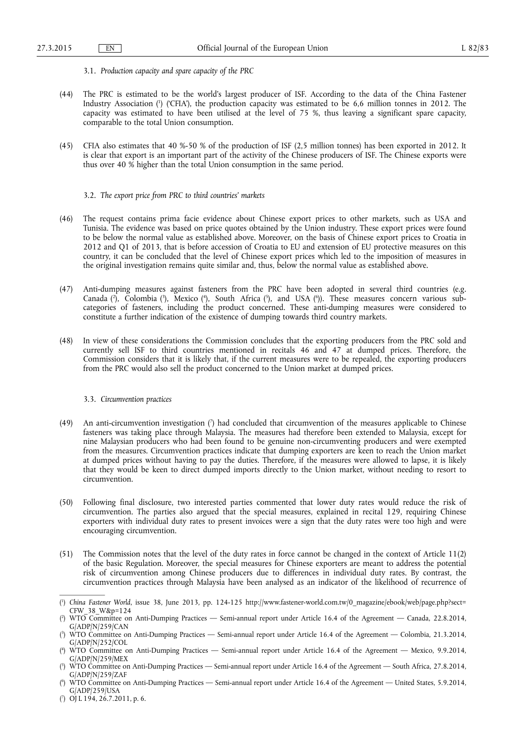### 3.1. *Production capacity and spare capacity of the PRC*

(44) The PRC is estimated to be the world's largest producer of ISF. According to the data of the China Fastener Industry Association [1] ('CFIA'), the production capacity was estimated to be 6,6 million tonnes in 2012. The capacity was estimated to have been utilised at the level of 75 %, thus leaving a significant spare capacity, comparable to the total Union consumption.

(45) CFIA also estimates that 40 %-50 % of the production of ISF (2,5 million tonnes) has been exported in 2012. It is clear that export is an important part of the activity of the Chinese producers of ISF. The Chinese exports were thus over 40 % higher than the total Union consumption in the same period.

### 3.2. *The export price from PRC to third countries' markets*

(46) The request contains prima facie evidence about Chinese export prices to other markets, such as USA and Tunisia. The evidence was based on price quotes obtained by the Union industry. These export prices were found to be below the normal value as established above. Moreover, on the basis of Chinese export prices to Croatia in 2012 and Q1 of 2013, that is before accession of Croatia to EU and extension of EU protective measures on this country, it can be concluded that the level of Chinese export prices which led to the imposition of measures in the original investigation remains quite similar and, thus, below the normal value as established above.

(47) Anti-dumping measures against fasteners from the PRC have been adopted in several third countries (e.g. Canada [2], Colombia [3], Mexico [4], South Africa [5], and USA [6]). These measures concern various sub-categories of fasteners, including the product concerned. These anti-dumping measures were considered to constitute a further indication of the existence of dumping towards third country markets.

(48) In view of these considerations the Commission concludes that the exporting producers from the PRC sold and currently sell ISF to third countries mentioned in recitals 46 and 47 at dumped prices. Therefore, the Commission considers that it is likely that, if the current measures were to be repealed, the exporting producers from the PRC would also sell the product concerned to the Union market at dumped prices.

### 3.3. *Circumvention practices*

(49) An anti-circumvention investigation [7] had concluded that circumvention of the measures applicable to Chinese fasteners was taking place through Malaysia. The measures had therefore been extended to Malaysia, except for nine Malaysian producers who had been found to be genuine non-circumventing producers and were exempted from the measures. Circumvention practices indicate that dumping exporters are keen to reach the Union market at dumped prices without having to pay the duties. Therefore, if the measures were allowed to lapse, it is likely that they would be keen to direct dumped imports directly to the Union market, without needing to resort to circumvention.

(50) Following final disclosure, two interested parties commented that lower duty rates would reduce the risk of circumvention. The parties also argued that the special measures, explained in recital 129, requiring Chinese exporters with individual duty rates to present invoices were a sign that the duty rates were too high and were encouraging circumvention.

(51) The Commission notes that the level of the duty rates in force cannot be changed in the context of Article 11(2) of the basic Regulation. Moreover, the special measures for Chinese exporters are meant to address the potential risk of circumvention among Chinese producers due to differences in individual duty rates. By contrast, the circumvention practices through Malaysia have been analysed as an indicator of the likelihood of recurrence of

---

[1] *China Fastener World*, issue 38, June 2013, pp. 124-125 http://www.fastener-world.com.tw/0_magazine/ebook/web/page.php?sect=CFW_38_W&p=124

[2] WTO Committee on Anti-Dumping Practices — Semi-annual report under Article 16.4 of the Agreement — Canada, 22.8.2014, G/ADP/N/259/CAN

[3] WTO Committee on Anti-Dumping Practices — Semi-annual report under Article 16.4 of the Agreement — Colombia, 21.3.2014, G/ADP/N/252/COL

[4] WTO Committee on Anti-Dumping Practices — Semi-annual report under Article 16.4 of the Agreement — Mexico, 9.9.2014, G/ADP/N/259/MEX

[5] WTO Committee on Anti-Dumping Practices — Semi-annual report under Article 16.4 of the Agreement — South Africa, 27.8.2014, G/ADP/N/259/ZAF

[6] WTO Committee on Anti-Dumping Practices — Semi-annual report under Article 16.4 of the Agreement — United States, 5.9.2014, G/ADP/259/USA

[7] OJ L 194, 26.7.2011, p. 6.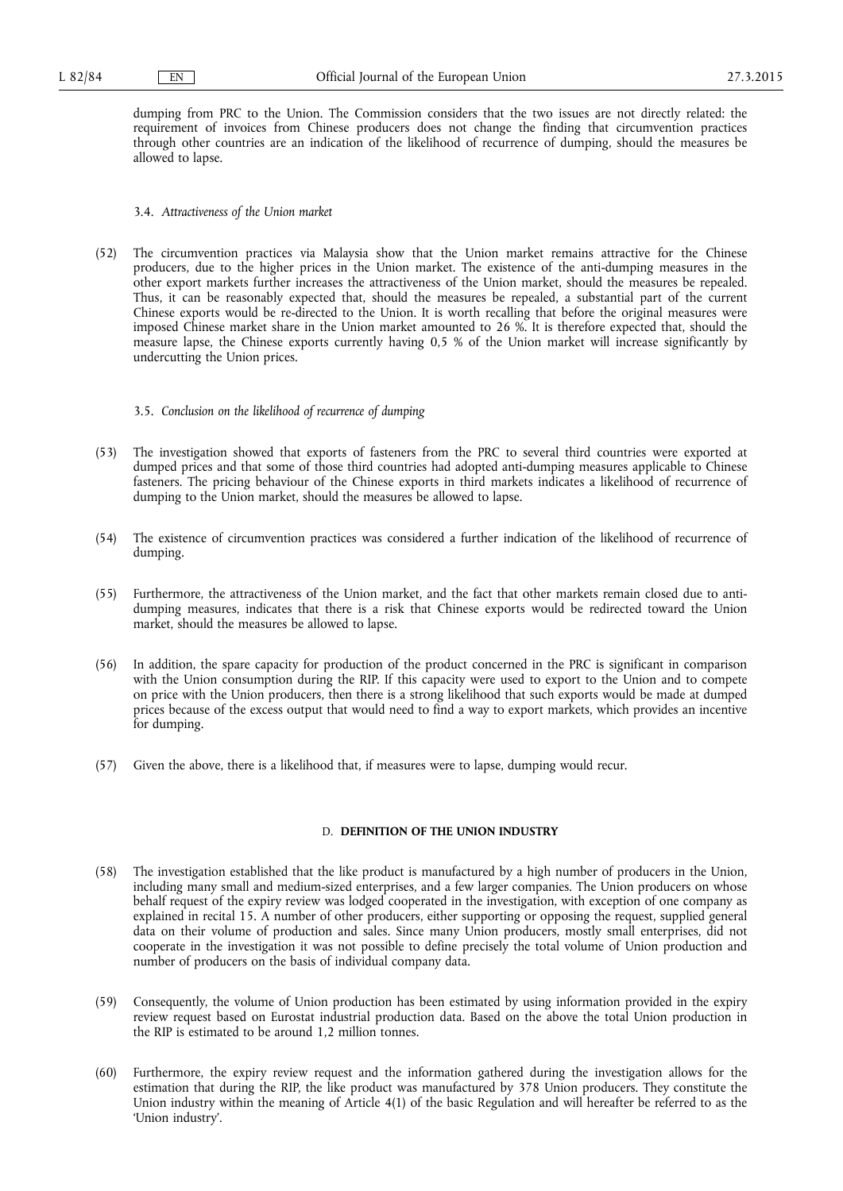dumping from PRC to the Union. The Commission considers that the two issues are not directly related: the requirement of invoices from Chinese producers does not change the finding that circumvention practices through other countries are an indication of the likelihood of recurrence of dumping, should the measures be allowed to lapse.

3.4. *Attractiveness of the Union market*

(52) The circumvention practices via Malaysia show that the Union market remains attractive for the Chinese producers, due to the higher prices in the Union market. The existence of the anti-dumping measures in the other export markets further increases the attractiveness of the Union market, should the measures be repealed. Thus, it can be reasonably expected that, should the measures be repealed, a substantial part of the current Chinese exports would be re-directed to the Union. It is worth recalling that before the original measures were imposed Chinese market share in the Union market amounted to 26 %. It is therefore expected that, should the measure lapse, the Chinese exports currently having 0,5 % of the Union market will increase significantly by undercutting the Union prices.

3.5. *Conclusion on the likelihood of recurrence of dumping*

(53) The investigation showed that exports of fasteners from the PRC to several third countries were exported at dumped prices and that some of those third countries had adopted anti-dumping measures applicable to Chinese fasteners. The pricing behaviour of the Chinese exports in third markets indicates a likelihood of recurrence of dumping to the Union market, should the measures be allowed to lapse.

(54) The existence of circumvention practices was considered a further indication of the likelihood of recurrence of dumping.

(55) Furthermore, the attractiveness of the Union market, and the fact that other markets remain closed due to anti-dumping measures, indicates that there is a risk that Chinese exports would be redirected toward the Union market, should the measures be allowed to lapse.

(56) In addition, the spare capacity for production of the product concerned in the PRC is significant in comparison with the Union consumption during the RIP. If this capacity were used to export to the Union and to compete on price with the Union producers, then there is a strong likelihood that such exports would be made at dumped prices because of the excess output that would need to find a way to export markets, which provides an incentive for dumping.

(57) Given the above, there is a likelihood that, if measures were to lapse, dumping would recur.

## D. **DEFINITION OF THE UNION INDUSTRY**

(58) The investigation established that the like product is manufactured by a high number of producers in the Union, including many small and medium-sized enterprises, and a few larger companies. The Union producers on whose behalf request of the expiry review was lodged cooperated in the investigation, with exception of one company as explained in recital 15. A number of other producers, either supporting or opposing the request, supplied general data on their volume of production and sales. Since many Union producers, mostly small enterprises, did not cooperate in the investigation it was not possible to define precisely the total volume of Union production and number of producers on the basis of individual company data.

(59) Consequently, the volume of Union production has been estimated by using information provided in the expiry review request based on Eurostat industrial production data. Based on the above the total Union production in the RIP is estimated to be around 1,2 million tonnes.

(60) Furthermore, the expiry review request and the information gathered during the investigation allows for the estimation that during the RIP, the like product was manufactured by 378 Union producers. They constitute the Union industry within the meaning of Article 4(1) of the basic Regulation and will hereafter be referred to as the 'Union industry'.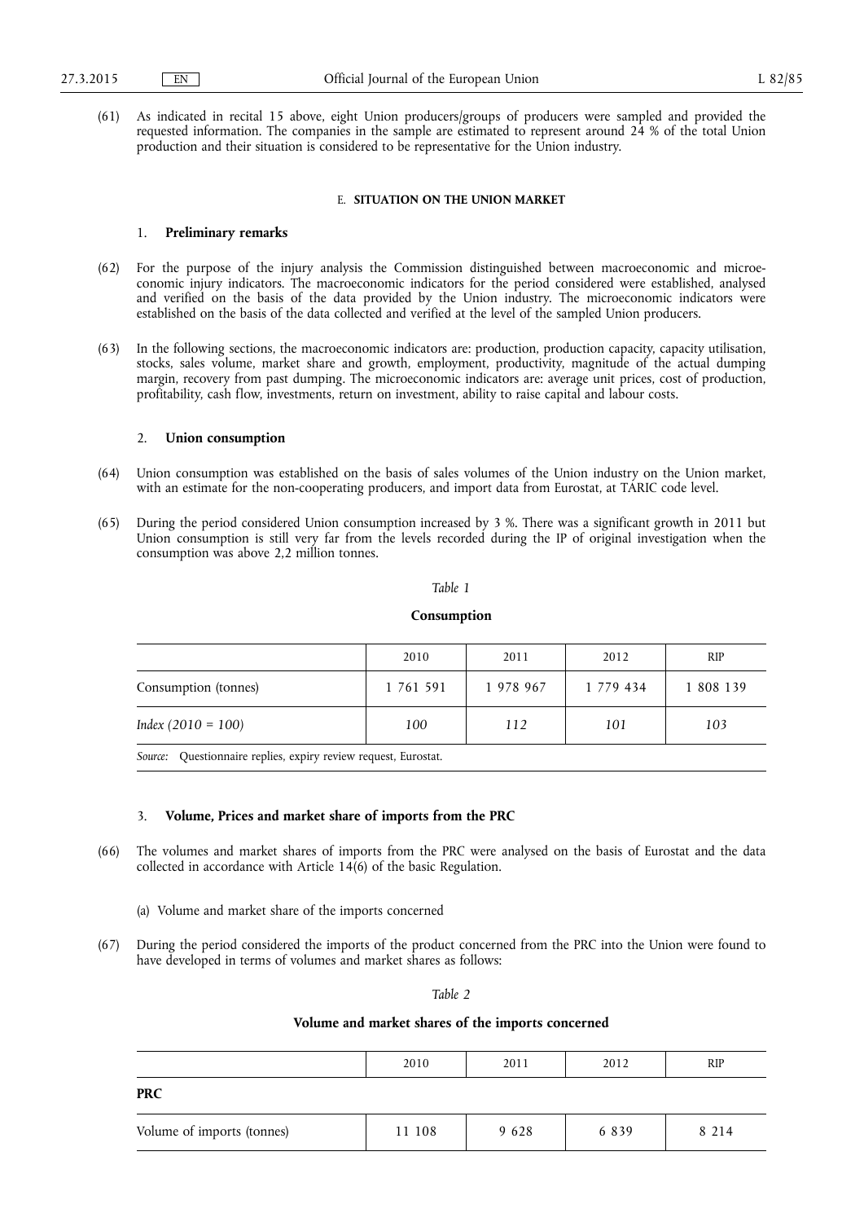(61) As indicated in recital 15 above, eight Union producers/groups of producers were sampled and provided the requested information. The companies in the sample are estimated to represent around 24 % of the total Union production and their situation is considered to be representative for the Union industry.

## E. **SITUATION ON THE UNION MARKET**

### 1. **Preliminary remarks**

(62) For the purpose of the injury analysis the Commission distinguished between macroeconomic and microeconomic injury indicators. The macroeconomic indicators for the period considered were established, analysed and verified on the basis of the data provided by the Union industry. The microeconomic indicators were established on the basis of the data collected and verified at the level of the sampled Union producers.

(63) In the following sections, the macroeconomic indicators are: production, production capacity, capacity utilisation, stocks, sales volume, market share and growth, employment, productivity, magnitude of the actual dumping margin, recovery from past dumping. The microeconomic indicators are: average unit prices, cost of production, profitability, cash flow, investments, return on investment, ability to raise capital and labour costs.

### 2. **Union consumption**

(64) Union consumption was established on the basis of sales volumes of the Union industry on the Union market, with an estimate for the non-cooperating producers, and import data from Eurostat, at TARIC code level.

(65) During the period considered Union consumption increased by 3 %. There was a significant growth in 2011 but Union consumption is still very far from the levels recorded during the IP of original investigation when the consumption was above 2,2 million tonnes.

*Table 1*

**Consumption**

| | 2010 | 2011 | 2012 | RIP |
|---|---|---|---|---|
| Consumption (tonnes) | 1 761 591 | 1 978 967 | 1 779 434 | 1 808 139 |
| *Index (2010 = 100)* | *100* | *112* | *101* | *103* |

*Source:* Questionnaire replies, expiry review request, Eurostat.

### 3. **Volume, Prices and market share of imports from the PRC**

(66) The volumes and market shares of imports from the PRC were analysed on the basis of Eurostat and the data collected in accordance with Article 14(6) of the basic Regulation.

(a) Volume and market share of the imports concerned

(67) During the period considered the imports of the product concerned from the PRC into the Union were found to have developed in terms of volumes and market shares as follows:

*Table 2*

**Volume and market shares of the imports concerned**

| | 2010 | 2011 | 2012 | RIP |
|---|---|---|---|---|
| **PRC** | | | | |
| Volume of imports (tonnes) | 11 108 | 9 628 | 6 839 | 8 214 |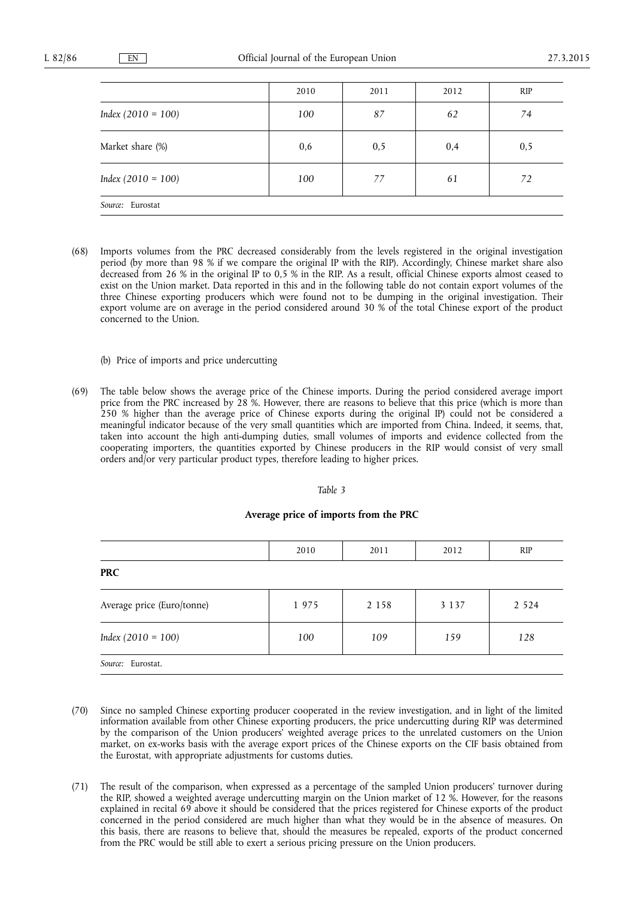| | 2010 | 2011 | 2012 | RIP |
|---|---|---|---|---|
| *Index (2010 = 100)* | *100* | *87* | *62* | *74* |
| Market share (%) | 0,6 | 0,5 | 0,4 | 0,5 |
| *Index (2010 = 100)* | *100* | *77* | *61* | *72* |

*Source:* Eurostat

(68) Imports volumes from the PRC decreased considerably from the levels registered in the original investigation period (by more than 98 % if we compare the original IP with the RIP). Accordingly, Chinese market share also decreased from 26 % in the original IP to 0,5 % in the RIP. As a result, official Chinese exports almost ceased to exist on the Union market. Data reported in this and in the following table do not contain export volumes of the three Chinese exporting producers which were found not to be dumping in the original investigation. Their export volume are on average in the period considered around 30 % of the total Chinese export of the product concerned to the Union.

(b) Price of imports and price undercutting

(69) The table below shows the average price of the Chinese imports. During the period considered average import price from the PRC increased by 28 %. However, there are reasons to believe that this price (which is more than 250 % higher than the average price of Chinese exports during the original IP) could not be considered a meaningful indicator because of the very small quantities which are imported from China. Indeed, it seems, that, taken into account the high anti-dumping duties, small volumes of imports and evidence collected from the cooperating importers, the quantities exported by Chinese producers in the RIP would consist of very small orders and/or very particular product types, therefore leading to higher prices.

*Table 3*

**Average price of imports from the PRC**

| | 2010 | 2011 | 2012 | RIP |
|---|---|---|---|---|
| **PRC** | | | | |
| Average price (Euro/tonne) | 1 975 | 2 158 | 3 137 | 2 524 |
| *Index (2010 = 100)* | *100* | *109* | *159* | *128* |

*Source:* Eurostat.

(70) Since no sampled Chinese exporting producer cooperated in the review investigation, and in light of the limited information available from other Chinese exporting producers, the price undercutting during RIP was determined by the comparison of the Union producers' weighted average prices to the unrelated customers on the Union market, on ex-works basis with the average export prices of the Chinese exports on the CIF basis obtained from the Eurostat, with appropriate adjustments for customs duties.

(71) The result of the comparison, when expressed as a percentage of the sampled Union producers' turnover during the RIP, showed a weighted average undercutting margin on the Union market of 12 %. However, for the reasons explained in recital 69 above it should be considered that the prices registered for Chinese exports of the product concerned in the period considered are much higher than what they would be in the absence of measures. On this basis, there are reasons to believe that, should the measures be repealed, exports of the product concerned from the PRC would be still able to exert a serious pricing pressure on the Union producers.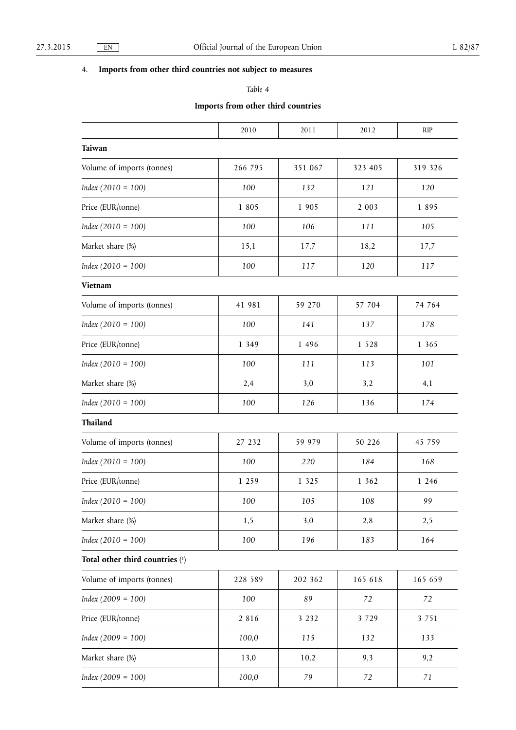4. **Imports from other third countries not subject to measures**

*Table 4*

**Imports from other third countries**

| | 2010 | 2011 | 2012 | RIP |
|---|---|---|---|---|
| **Taiwan** | | | | |
| Volume of imports (tonnes) | 266 795 | 351 067 | 323 405 | 319 326 |
| *Index (2010 = 100)* | *100* | *132* | *121* | *120* |
| Price (EUR/tonne) | 1 805 | 1 905 | 2 003 | 1 895 |
| *Index (2010 = 100)* | *100* | *106* | *111* | *105* |
| Market share (%) | 15,1 | 17,7 | 18,2 | 17,7 |
| *Index (2010 = 100)* | *100* | *117* | *120* | *117* |
| **Vietnam** | | | | |
| Volume of imports (tonnes) | 41 981 | 59 270 | 57 704 | 74 764 |
| *Index (2010 = 100)* | *100* | *141* | *137* | *178* |
| Price (EUR/tonne) | 1 349 | 1 496 | 1 528 | 1 365 |
| *Index (2010 = 100)* | *100* | *111* | *113* | *101* |
| Market share (%) | 2,4 | 3,0 | 3,2 | 4,1 |
| *Index (2010 = 100)* | *100* | *126* | *136* | *174* |
| **Thailand** | | | | |
| Volume of imports (tonnes) | 27 232 | 59 979 | 50 226 | 45 759 |
| *Index (2010 = 100)* | *100* | *220* | *184* | *168* |
| Price (EUR/tonne) | 1 259 | 1 325 | 1 362 | 1 246 |
| *Index (2010 = 100)* | *100* | *105* | *108* | *99* |
| Market share (%) | 1,5 | 3,0 | 2,8 | 2,5 |
| *Index (2010 = 100)* | *100* | *196* | *183* | *164* |
| **Total other third countries** ([1]) | | | | |
| Volume of imports (tonnes) | 228 589 | 202 362 | 165 618 | 165 659 |
| *Index (2009 = 100)* | *100* | *89* | *72* | *72* |
| Price (EUR/tonne) | 2 816 | 3 232 | 3 729 | 3 751 |
| *Index (2009 = 100)* | *100,0* | *115* | *132* | *133* |
| Market share (%) | 13,0 | 10,2 | 9,3 | 9,2 |
| *Index (2009 = 100)* | *100,0* | *79* | *72* | *71* |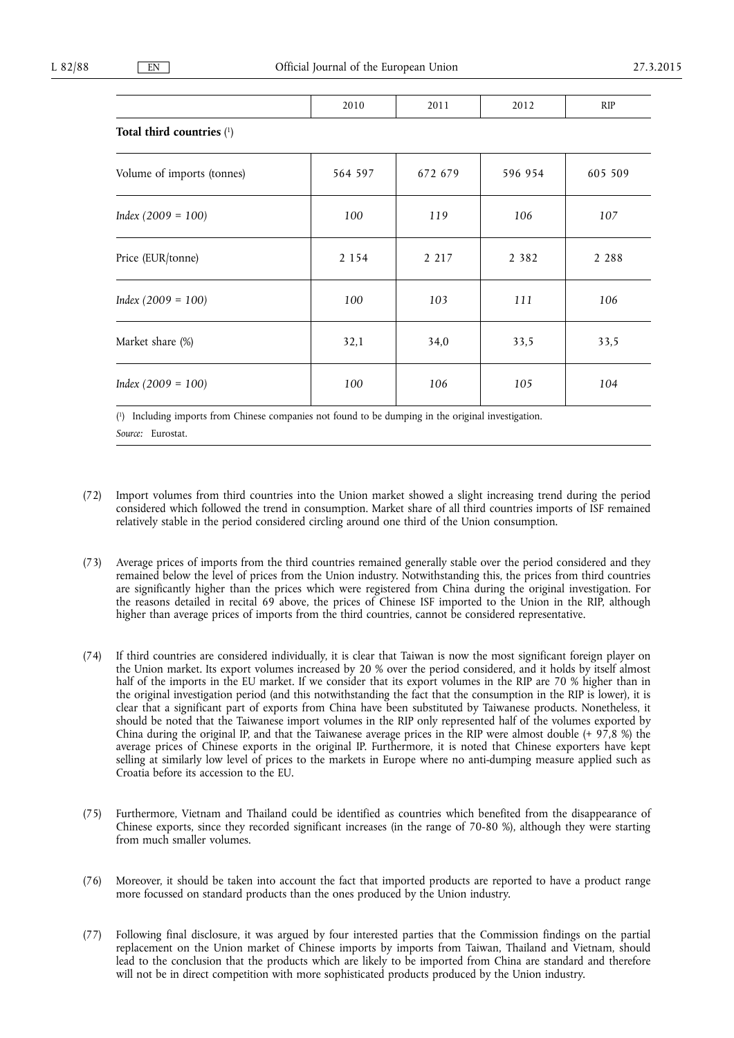| | 2010 | 2011 | 2012 | RIP |
|---|---|---|---|---|
| **Total third countries** [1] | | | | |
| Volume of imports (tonnes) | 564 597 | 672 679 | 596 954 | 605 509 |
| *Index (2009 = 100)* | *100* | *119* | *106* | *107* |
| Price (EUR/tonne) | 2 154 | 2 217 | 2 382 | 2 288 |
| *Index (2009 = 100)* | *100* | *103* | *111* | *106* |
| Market share (%) | 32,1 | 34,0 | 33,5 | 33,5 |
| *Index (2009 = 100)* | *100* | *106* | *105* | *104* |

[1] Including imports from Chinese companies not found to be dumping in the original investigation.

*Source:* Eurostat.

(72) Import volumes from third countries into the Union market showed a slight increasing trend during the period considered which followed the trend in consumption. Market share of all third countries imports of ISF remained relatively stable in the period considered circling around one third of the Union consumption.

(73) Average prices of imports from the third countries remained generally stable over the period considered and they remained below the level of prices from the Union industry. Notwithstanding this, the prices from third countries are significantly higher than the prices which were registered from China during the original investigation. For the reasons detailed in recital 69 above, the prices of Chinese ISF imported to the Union in the RIP, although higher than average prices of imports from the third countries, cannot be considered representative.

(74) If third countries are considered individually, it is clear that Taiwan is now the most significant foreign player on the Union market. Its export volumes increased by 20 % over the period considered, and it holds by itself almost half of the imports in the EU market. If we consider that its export volumes in the RIP are 70 % higher than in the original investigation period (and this notwithstanding the fact that the consumption in the RIP is lower), it is clear that a significant part of exports from China have been substituted by Taiwanese products. Nonetheless, it should be noted that the Taiwanese import volumes in the RIP only represented half of the volumes exported by China during the original IP, and that the Taiwanese average prices in the RIP were almost double (+ 97,8 %) the average prices of Chinese exports in the original IP. Furthermore, it is noted that Chinese exporters have kept selling at similarly low level of prices to the markets in Europe where no anti-dumping measure applied such as Croatia before its accession to the EU.

(75) Furthermore, Vietnam and Thailand could be identified as countries which benefited from the disappearance of Chinese exports, since they recorded significant increases (in the range of 70-80 %), although they were starting from much smaller volumes.

(76) Moreover, it should be taken into account the fact that imported products are reported to have a product range more focussed on standard products than the ones produced by the Union industry.

(77) Following final disclosure, it was argued by four interested parties that the Commission findings on the partial replacement on the Union market of Chinese imports by imports from Taiwan, Thailand and Vietnam, should lead to the conclusion that the products which are likely to be imported from China are standard and therefore will not be in direct competition with more sophisticated products produced by the Union industry.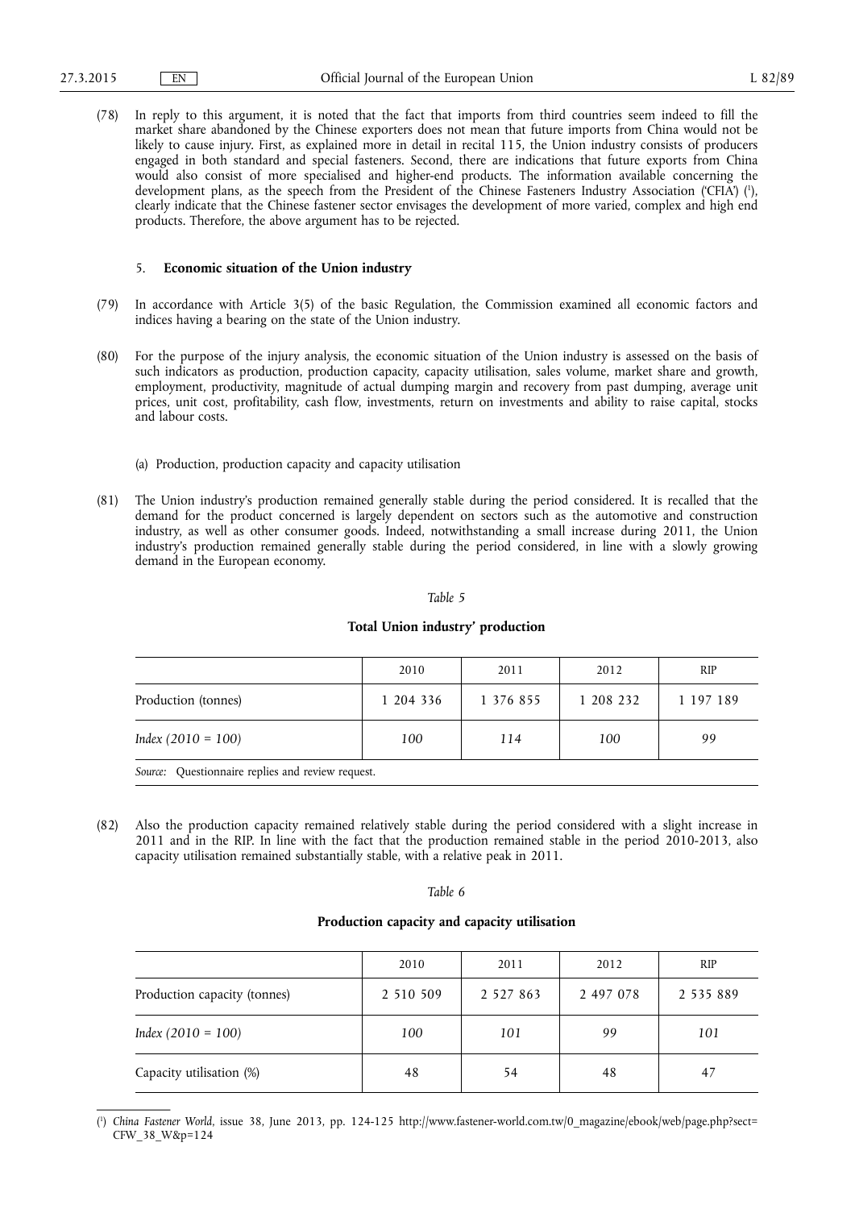(78) In reply to this argument, it is noted that the fact that imports from third countries seem indeed to fill the market share abandoned by the Chinese exporters does not mean that future imports from China would not be likely to cause injury. First, as explained more in detail in recital 115, the Union industry consists of producers engaged in both standard and special fasteners. Second, there are indications that future exports from China would also consist of more specialised and higher-end products. The information available concerning the development plans, as the speech from the President of the Chinese Fasteners Industry Association ('CFIA') [1], clearly indicate that the Chinese fastener sector envisages the development of more varied, complex and high end products. Therefore, the above argument has to be rejected.

### 5. **Economic situation of the Union industry**

(79) In accordance with Article 3(5) of the basic Regulation, the Commission examined all economic factors and indices having a bearing on the state of the Union industry.

(80) For the purpose of the injury analysis, the economic situation of the Union industry is assessed on the basis of such indicators as production, production capacity, capacity utilisation, sales volume, market share and growth, employment, productivity, magnitude of actual dumping margin and recovery from past dumping, average unit prices, unit cost, profitability, cash flow, investments, return on investments and ability to raise capital, stocks and labour costs.

(a) Production, production capacity and capacity utilisation

(81) The Union industry's production remained generally stable during the period considered. It is recalled that the demand for the product concerned is largely dependent on sectors such as the automotive and construction industry, as well as other consumer goods. Indeed, notwithstanding a small increase during 2011, the Union industry's production remained generally stable during the period considered, in line with a slowly growing demand in the European economy.

*Table 5*

**Total Union industry' production**

| | 2010 | 2011 | 2012 | RIP |
|---|---|---|---|---|
| Production (tonnes) | 1 204 336 | 1 376 855 | 1 208 232 | 1 197 189 |
| *Index (2010 = 100)* | *100* | *114* | *100* | *99* |

*Source:* Questionnaire replies and review request.

(82) Also the production capacity remained relatively stable during the period considered with a slight increase in 2011 and in the RIP. In line with the fact that the production remained stable in the period 2010-2013, also capacity utilisation remained substantially stable, with a relative peak in 2011.

*Table 6*

**Production capacity and capacity utilisation**

| | 2010 | 2011 | 2012 | RIP |
|---|---|---|---|---|
| Production capacity (tonnes) | 2 510 509 | 2 527 863 | 2 497 078 | 2 535 889 |
| *Index (2010 = 100)* | *100* | *101* | *99* | *101* |
| Capacity utilisation (%) | 48 | 54 | 48 | 47 |

[1] *China Fastener World*, issue 38, June 2013, pp. 124-125 http://www.fastener-world.com.tw/0_magazine/ebook/web/page.php?sect=CFW_38_W&p=124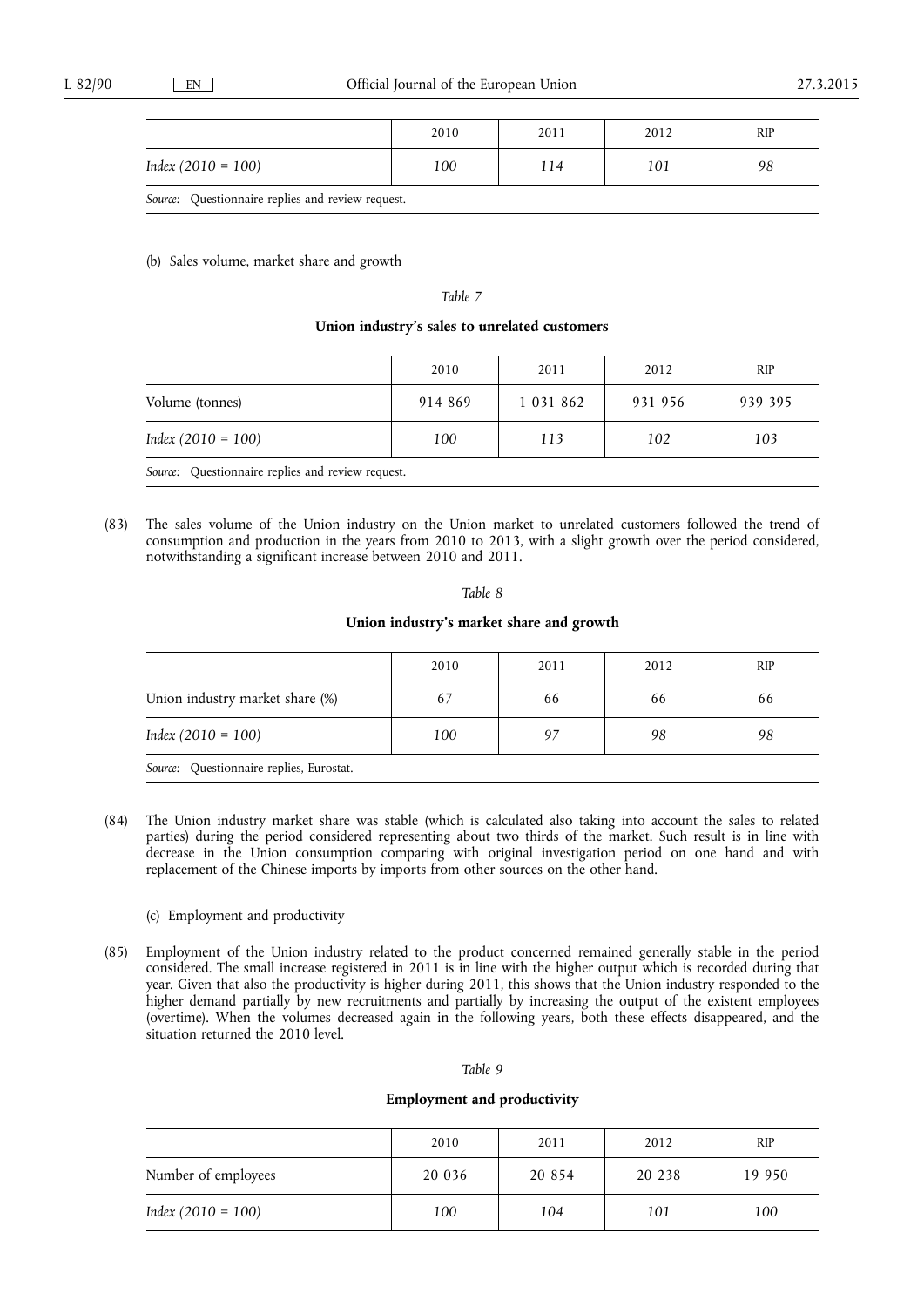| | 2010 | 2011 | 2012 | RIP |
|---|---|---|---|---|
| *Index (2010 = 100)* | *100* | *114* | *101* | *98* |

*Source:* Questionnaire replies and review request.

(b) Sales volume, market share and growth

*Table 7*

**Union industry's sales to unrelated customers**

| | 2010 | 2011 | 2012 | RIP |
|---|---|---|---|---|
| Volume (tonnes) | 914 869 | 1 031 862 | 931 956 | 939 395 |
| *Index (2010 = 100)* | *100* | *113* | *102* | *103* |

*Source:* Questionnaire replies and review request.

(83) The sales volume of the Union industry on the Union market to unrelated customers followed the trend of consumption and production in the years from 2010 to 2013, with a slight growth over the period considered, notwithstanding a significant increase between 2010 and 2011.

*Table 8*

**Union industry's market share and growth**

| | 2010 | 2011 | 2012 | RIP |
|---|---|---|---|---|
| Union industry market share (%) | 67 | 66 | 66 | 66 |
| *Index (2010 = 100)* | *100* | *97* | *98* | *98* |

*Source:* Questionnaire replies, Eurostat.

(84) The Union industry market share was stable (which is calculated also taking into account the sales to related parties) during the period considered representing about two thirds of the market. Such result is in line with decrease in the Union consumption comparing with original investigation period on one hand and with replacement of the Chinese imports by imports from other sources on the other hand.

(c) Employment and productivity

(85) Employment of the Union industry related to the product concerned remained generally stable in the period considered. The small increase registered in 2011 is in line with the higher output which is recorded during that year. Given that also the productivity is higher during 2011, this shows that the Union industry responded to the higher demand partially by new recruitments and partially by increasing the output of the existent employees (overtime). When the volumes decreased again in the following years, both these effects disappeared, and the situation returned the 2010 level.

*Table 9*

**Employment and productivity**

| | 2010 | 2011 | 2012 | RIP |
|---|---|---|---|---|
| Number of employees | 20 036 | 20 854 | 20 238 | 19 950 |
| *Index (2010 = 100)* | *100* | *104* | *101* | *100* |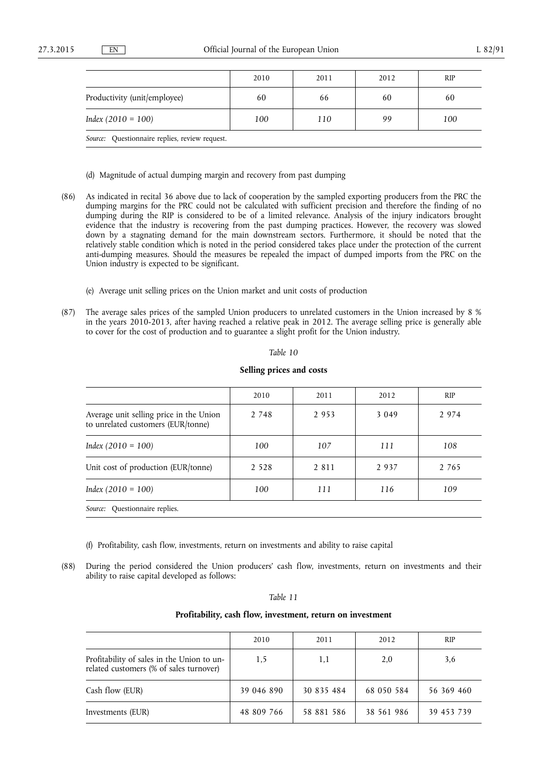| | 2010 | 2011 | 2012 | RIP |
|---|---|---|---|---|
| Productivity (unit/employee) | 60 | 66 | 60 | 60 |
| *Index (2010 = 100)* | *100* | *110* | *99* | *100* |

*Source:* Questionnaire replies, review request.

(d) Magnitude of actual dumping margin and recovery from past dumping

(86) As indicated in recital 36 above due to lack of cooperation by the sampled exporting producers from the PRC the dumping margins for the PRC could not be calculated with sufficient precision and therefore the finding of no dumping during the RIP is considered to be of a limited relevance. Analysis of the injury indicators brought evidence that the industry is recovering from the past dumping practices. However, the recovery was slowed down by a stagnating demand for the main downstream sectors. Furthermore, it should be noted that the relatively stable condition which is noted in the period considered takes place under the protection of the current anti-dumping measures. Should the measures be repealed the impact of dumped imports from the PRC on the Union industry is expected to be significant.

(e) Average unit selling prices on the Union market and unit costs of production

(87) The average sales prices of the sampled Union producers to unrelated customers in the Union increased by 8 % in the years 2010-2013, after having reached a relative peak in 2012. The average selling price is generally able to cover for the cost of production and to guarantee a slight profit for the Union industry.

*Table 10*

**Selling prices and costs**

| | 2010 | 2011 | 2012 | RIP |
|---|---|---|---|---|
| Average unit selling price in the Union to unrelated customers (EUR/tonne) | 2 748 | 2 953 | 3 049 | 2 974 |
| *Index (2010 = 100)* | *100* | *107* | *111* | *108* |
| Unit cost of production (EUR/tonne) | 2 528 | 2 811 | 2 937 | 2 765 |
| *Index (2010 = 100)* | *100* | *111* | *116* | *109* |

*Source:* Questionnaire replies.

(f) Profitability, cash flow, investments, return on investments and ability to raise capital

(88) During the period considered the Union producers' cash flow, investments, return on investments and their ability to raise capital developed as follows:

*Table 11*

**Profitability, cash flow, investment, return on investment**

| | 2010 | 2011 | 2012 | RIP |
|---|---|---|---|---|
| Profitability of sales in the Union to unrelated customers (% of sales turnover) | 1,5 | 1,1 | 2,0 | 3,6 |
| Cash flow (EUR) | 39 046 890 | 30 835 484 | 68 050 584 | 56 369 460 |
| Investments (EUR) | 48 809 766 | 58 881 586 | 38 561 986 | 39 453 739 |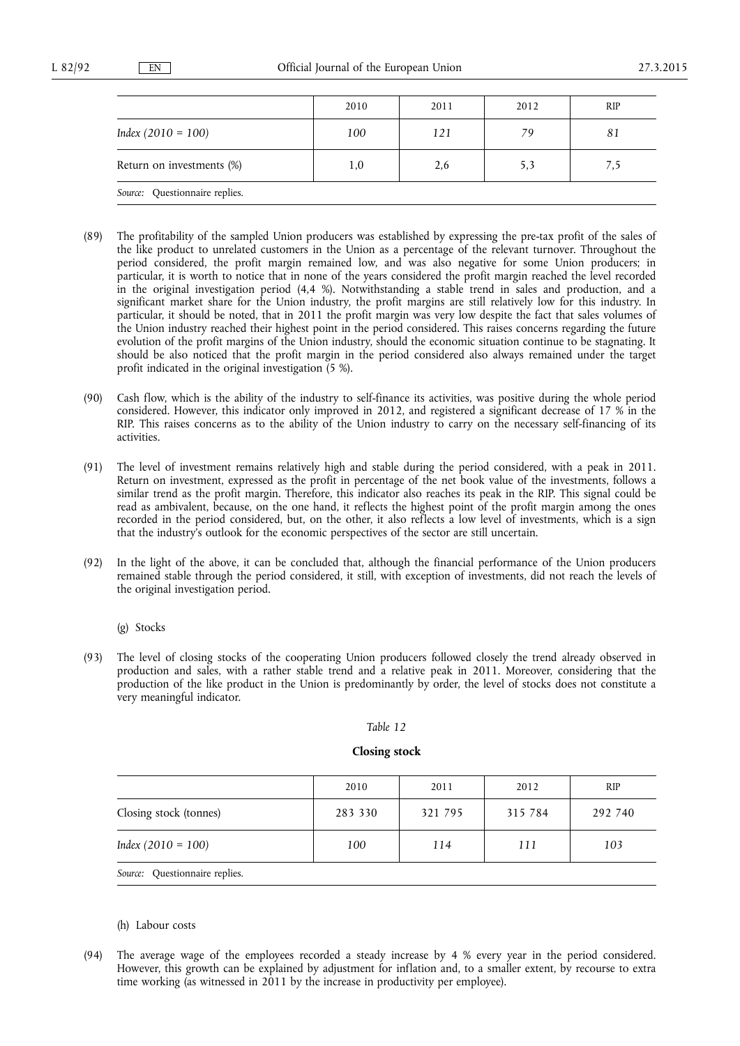| | 2010 | 2011 | 2012 | RIP |
|---|---|---|---|---|
| *Index (2010 = 100)* | *100* | *121* | *79* | *81* |
| Return on investments (%) | 1,0 | 2,6 | 5,3 | 7,5 |

*Source:* Questionnaire replies.

(89) The profitability of the sampled Union producers was established by expressing the pre-tax profit of the sales of the like product to unrelated customers in the Union as a percentage of the relevant turnover. Throughout the period considered, the profit margin remained low, and was also negative for some Union producers; in particular, it is worth to notice that in none of the years considered the profit margin reached the level recorded in the original investigation period (4,4 %). Notwithstanding a stable trend in sales and production, and a significant market share for the Union industry, the profit margins are still relatively low for this industry. In particular, it should be noted, that in 2011 the profit margin was very low despite the fact that sales volumes of the Union industry reached their highest point in the period considered. This raises concerns regarding the future evolution of the profit margins of the Union industry, should the economic situation continue to be stagnating. It should be also noticed that the profit margin in the period considered also always remained under the target profit indicated in the original investigation (5 %).

(90) Cash flow, which is the ability of the industry to self-finance its activities, was positive during the whole period considered. However, this indicator only improved in 2012, and registered a significant decrease of 17 % in the RIP. This raises concerns as to the ability of the Union industry to carry on the necessary self-financing of its activities.

(91) The level of investment remains relatively high and stable during the period considered, with a peak in 2011. Return on investment, expressed as the profit in percentage of the net book value of the investments, follows a similar trend as the profit margin. Therefore, this indicator also reaches its peak in the RIP. This signal could be read as ambivalent, because, on the one hand, it reflects the highest point of the profit margin among the ones recorded in the period considered, but, on the other, it also reflects a low level of investments, which is a sign that the industry's outlook for the economic perspectives of the sector are still uncertain.

(92) In the light of the above, it can be concluded that, although the financial performance of the Union producers remained stable through the period considered, it still, with exception of investments, did not reach the levels of the original investigation period.

(g) Stocks

(93) The level of closing stocks of the cooperating Union producers followed closely the trend already observed in production and sales, with a rather stable trend and a relative peak in 2011. Moreover, considering that the production of the like product in the Union is predominantly by order, the level of stocks does not constitute a very meaningful indicator.

*Table 12*

**Closing stock**

| | 2010 | 2011 | 2012 | RIP |
|---|---|---|---|---|
| Closing stock (tonnes) | 283 330 | 321 795 | 315 784 | 292 740 |
| *Index (2010 = 100)* | *100* | *114* | *111* | *103* |

*Source:* Questionnaire replies.

(h) Labour costs

(94) The average wage of the employees recorded a steady increase by 4 % every year in the period considered. However, this growth can be explained by adjustment for inflation and, to a smaller extent, by recourse to extra time working (as witnessed in 2011 by the increase in productivity per employee).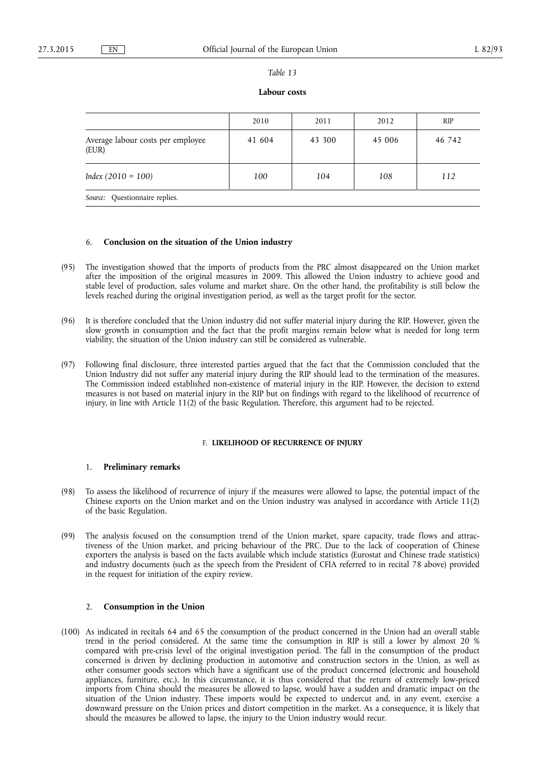*Table 13*

**Labour costs**

| | 2010 | 2011 | 2012 | RIP |
|---|---|---|---|---|
| Average labour costs per employee (EUR) | 41 604 | 43 300 | 45 006 | 46 742 |
| *Index (2010 = 100)* | *100* | *104* | *108* | *112* |

*Source:* Questionnaire replies.

### 6. **Conclusion on the situation of the Union industry**

(95) The investigation showed that the imports of products from the PRC almost disappeared on the Union market after the imposition of the original measures in 2009. This allowed the Union industry to achieve good and stable level of production, sales volume and market share. On the other hand, the profitability is still below the levels reached during the original investigation period, as well as the target profit for the sector.

(96) It is therefore concluded that the Union industry did not suffer material injury during the RIP. However, given the slow growth in consumption and the fact that the profit margins remain below what is needed for long term viability, the situation of the Union industry can still be considered as vulnerable.

(97) Following final disclosure, three interested parties argued that the fact that the Commission concluded that the Union Industry did not suffer any material injury during the RIP should lead to the termination of the measures. The Commission indeed established non-existence of material injury in the RIP. However, the decision to extend measures is not based on material injury in the RIP but on findings with regard to the likelihood of recurrence of injury, in line with Article 11(2) of the basic Regulation. Therefore, this argument had to be rejected.

## F. **LIKELIHOOD OF RECURRENCE OF INJURY**

### 1. **Preliminary remarks**

(98) To assess the likelihood of recurrence of injury if the measures were allowed to lapse, the potential impact of the Chinese exports on the Union market and on the Union industry was analysed in accordance with Article 11(2) of the basic Regulation.

(99) The analysis focused on the consumption trend of the Union market, spare capacity, trade flows and attractiveness of the Union market, and pricing behaviour of the PRC. Due to the lack of cooperation of Chinese exporters the analysis is based on the facts available which include statistics (Eurostat and Chinese trade statistics) and industry documents (such as the speech from the President of CFIA referred to in recital 78 above) provided in the request for initiation of the expiry review.

### 2. **Consumption in the Union**

(100) As indicated in recitals 64 and 65 the consumption of the product concerned in the Union had an overall stable trend in the period considered. At the same time the consumption in RIP is still a lower by almost 20 % compared with pre-crisis level of the original investigation period. The fall in the consumption of the product concerned is driven by declining production in automotive and construction sectors in the Union, as well as other consumer goods sectors which have a significant use of the product concerned (electronic and household appliances, furniture, etc.). In this circumstance, it is thus considered that the return of extremely low-priced imports from China should the measures be allowed to lapse, would have a sudden and dramatic impact on the situation of the Union industry. These imports would be expected to undercut and, in any event, exercise a downward pressure on the Union prices and distort competition in the market. As a consequence, it is likely that should the measures be allowed to lapse, the injury to the Union industry would recur.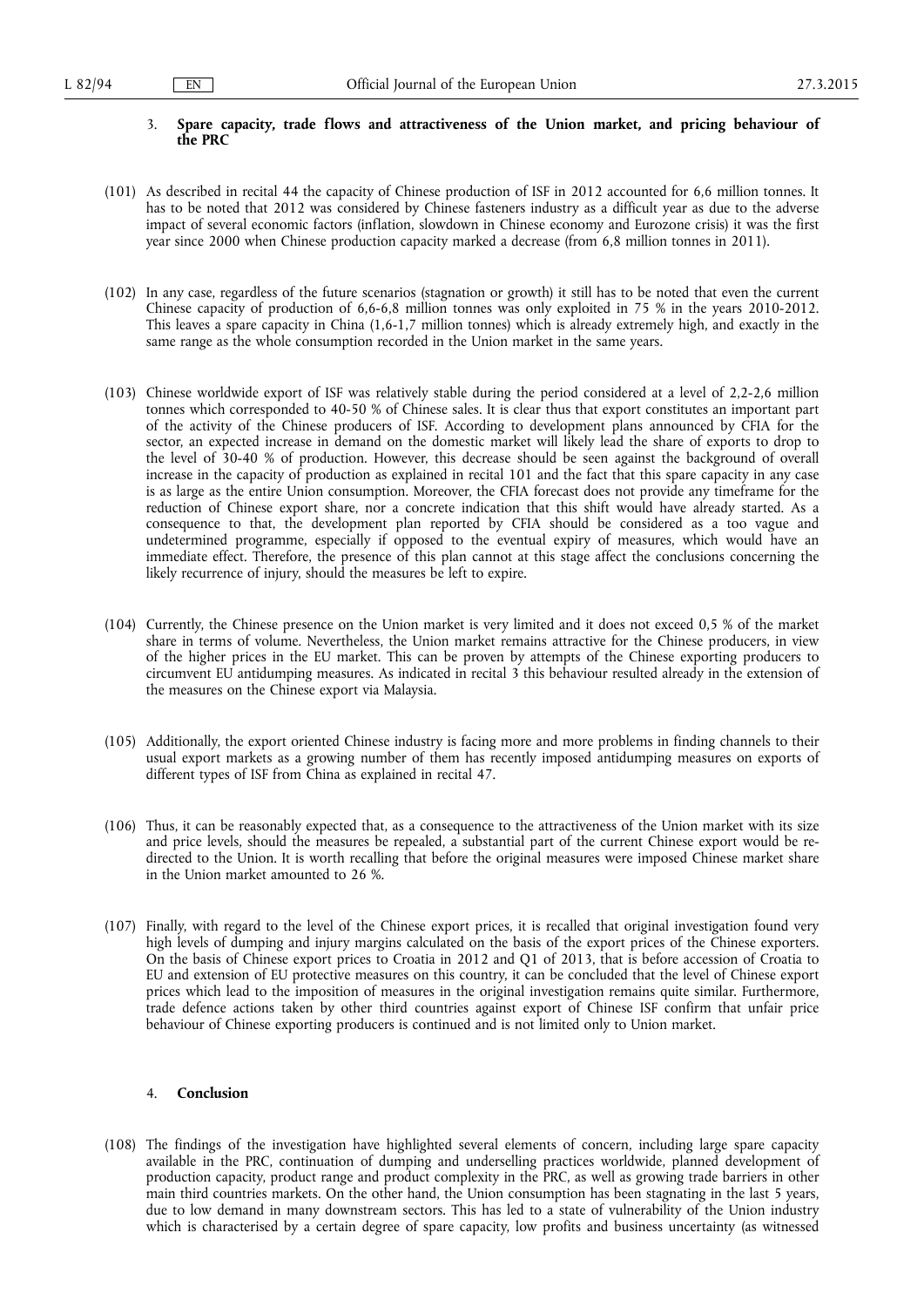### 3. **Spare capacity, trade flows and attractiveness of the Union market, and pricing behaviour of the PRC**

(101) As described in recital 44 the capacity of Chinese production of ISF in 2012 accounted for 6,6 million tonnes. It has to be noted that 2012 was considered by Chinese fasteners industry as a difficult year as due to the adverse impact of several economic factors (inflation, slowdown in Chinese economy and Eurozone crisis) it was the first year since 2000 when Chinese production capacity marked a decrease (from 6,8 million tonnes in 2011).

(102) In any case, regardless of the future scenarios (stagnation or growth) it still has to be noted that even the current Chinese capacity of production of 6,6-6,8 million tonnes was only exploited in 75 % in the years 2010-2012. This leaves a spare capacity in China (1,6-1,7 million tonnes) which is already extremely high, and exactly in the same range as the whole consumption recorded in the Union market in the same years.

(103) Chinese worldwide export of ISF was relatively stable during the period considered at a level of 2,2-2,6 million tonnes which corresponded to 40-50 % of Chinese sales. It is clear thus that export constitutes an important part of the activity of the Chinese producers of ISF. According to development plans announced by CFIA for the sector, an expected increase in demand on the domestic market will likely lead the share of exports to drop to the level of 30-40 % of production. However, this decrease should be seen against the background of overall increase in the capacity of production as explained in recital 101 and the fact that this spare capacity in any case is as large as the entire Union consumption. Moreover, the CFIA forecast does not provide any timeframe for the reduction of Chinese export share, nor a concrete indication that this shift would have already started. As a consequence to that, the development plan reported by CFIA should be considered as a too vague and undetermined programme, especially if opposed to the eventual expiry of measures, which would have an immediate effect. Therefore, the presence of this plan cannot at this stage affect the conclusions concerning the likely recurrence of injury, should the measures be left to expire.

(104) Currently, the Chinese presence on the Union market is very limited and it does not exceed 0,5 % of the market share in terms of volume. Nevertheless, the Union market remains attractive for the Chinese producers, in view of the higher prices in the EU market. This can be proven by attempts of the Chinese exporting producers to circumvent EU antidumping measures. As indicated in recital 3 this behaviour resulted already in the extension of the measures on the Chinese export via Malaysia.

(105) Additionally, the export oriented Chinese industry is facing more and more problems in finding channels to their usual export markets as a growing number of them has recently imposed antidumping measures on exports of different types of ISF from China as explained in recital 47.

(106) Thus, it can be reasonably expected that, as a consequence to the attractiveness of the Union market with its size and price levels, should the measures be repealed, a substantial part of the current Chinese export would be re-directed to the Union. It is worth recalling that before the original measures were imposed Chinese market share in the Union market amounted to 26 %.

(107) Finally, with regard to the level of the Chinese export prices, it is recalled that original investigation found very high levels of dumping and injury margins calculated on the basis of the export prices of the Chinese exporters. On the basis of Chinese export prices to Croatia in 2012 and Q1 of 2013, that is before accession of Croatia to EU and extension of EU protective measures on this country, it can be concluded that the level of Chinese export prices which lead to the imposition of measures in the original investigation remains quite similar. Furthermore, trade defence actions taken by other third countries against export of Chinese ISF confirm that unfair price behaviour of Chinese exporting producers is continued and is not limited only to Union market.

### 4. **Conclusion**

(108) The findings of the investigation have highlighted several elements of concern, including large spare capacity available in the PRC, continuation of dumping and underselling practices worldwide, planned development of production capacity, product range and product complexity in the PRC, as well as growing trade barriers in other main third countries markets. On the other hand, the Union consumption has been stagnating in the last 5 years, due to low demand in many downstream sectors. This has led to a state of vulnerability of the Union industry which is characterised by a certain degree of spare capacity, low profits and business uncertainty (as witnessed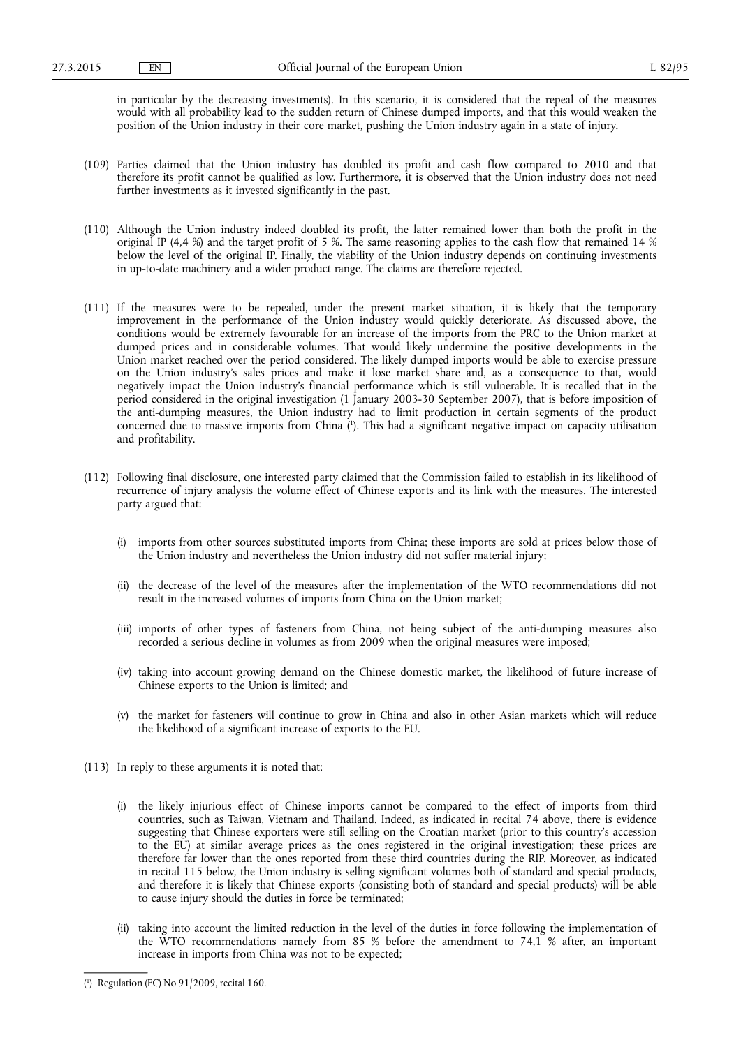in particular by the decreasing investments). In this scenario, it is considered that the repeal of the measures would with all probability lead to the sudden return of Chinese dumped imports, and that this would weaken the position of the Union industry in their core market, pushing the Union industry again in a state of injury.

(109) Parties claimed that the Union industry has doubled its profit and cash flow compared to 2010 and that therefore its profit cannot be qualified as low. Furthermore, it is observed that the Union industry does not need further investments as it invested significantly in the past.

(110) Although the Union industry indeed doubled its profit, the latter remained lower than both the profit in the original IP (4,4 %) and the target profit of 5 %. The same reasoning applies to the cash flow that remained 14 % below the level of the original IP. Finally, the viability of the Union industry depends on continuing investments in up-to-date machinery and a wider product range. The claims are therefore rejected.

(111) If the measures were to be repealed, under the present market situation, it is likely that the temporary improvement in the performance of the Union industry would quickly deteriorate. As discussed above, the conditions would be extremely favourable for an increase of the imports from the PRC to the Union market at dumped prices and in considerable volumes. That would likely undermine the positive developments in the Union market reached over the period considered. The likely dumped imports would be able to exercise pressure on the Union industry's sales prices and make it lose market share and, as a consequence to that, would negatively impact the Union industry's financial performance which is still vulnerable. It is recalled that in the period considered in the original investigation (1 January 2003-30 September 2007), that is before imposition of the anti-dumping measures, the Union industry had to limit production in certain segments of the product concerned due to massive imports from China [1]. This had a significant negative impact on capacity utilisation and profitability.

(112) Following final disclosure, one interested party claimed that the Commission failed to establish in its likelihood of recurrence of injury analysis the volume effect of Chinese exports and its link with the measures. The interested party argued that:

(i) imports from other sources substituted imports from China; these imports are sold at prices below those of the Union industry and nevertheless the Union industry did not suffer material injury;

(ii) the decrease of the level of the measures after the implementation of the WTO recommendations did not result in the increased volumes of imports from China on the Union market;

(iii) imports of other types of fasteners from China, not being subject of the anti-dumping measures also recorded a serious decline in volumes as from 2009 when the original measures were imposed;

(iv) taking into account growing demand on the Chinese domestic market, the likelihood of future increase of Chinese exports to the Union is limited; and

(v) the market for fasteners will continue to grow in China and also in other Asian markets which will reduce the likelihood of a significant increase of exports to the EU.

(113) In reply to these arguments it is noted that:

(i) the likely injurious effect of Chinese imports cannot be compared to the effect of imports from third countries, such as Taiwan, Vietnam and Thailand. Indeed, as indicated in recital 74 above, there is evidence suggesting that Chinese exporters were still selling on the Croatian market (prior to this country's accession to the EU) at similar average prices as the ones registered in the original investigation; these prices are therefore far lower than the ones reported from these third countries during the RIP. Moreover, as indicated in recital 115 below, the Union industry is selling significant volumes both of standard and special products, and therefore it is likely that Chinese exports (consisting both of standard and special products) will be able to cause injury should the duties in force be terminated;

(ii) taking into account the limited reduction in the level of the duties in force following the implementation of the WTO recommendations namely from 85 % before the amendment to 74,1 % after, an important increase in imports from China was not to be expected;

[1] Regulation (EC) No 91/2009, recital 160.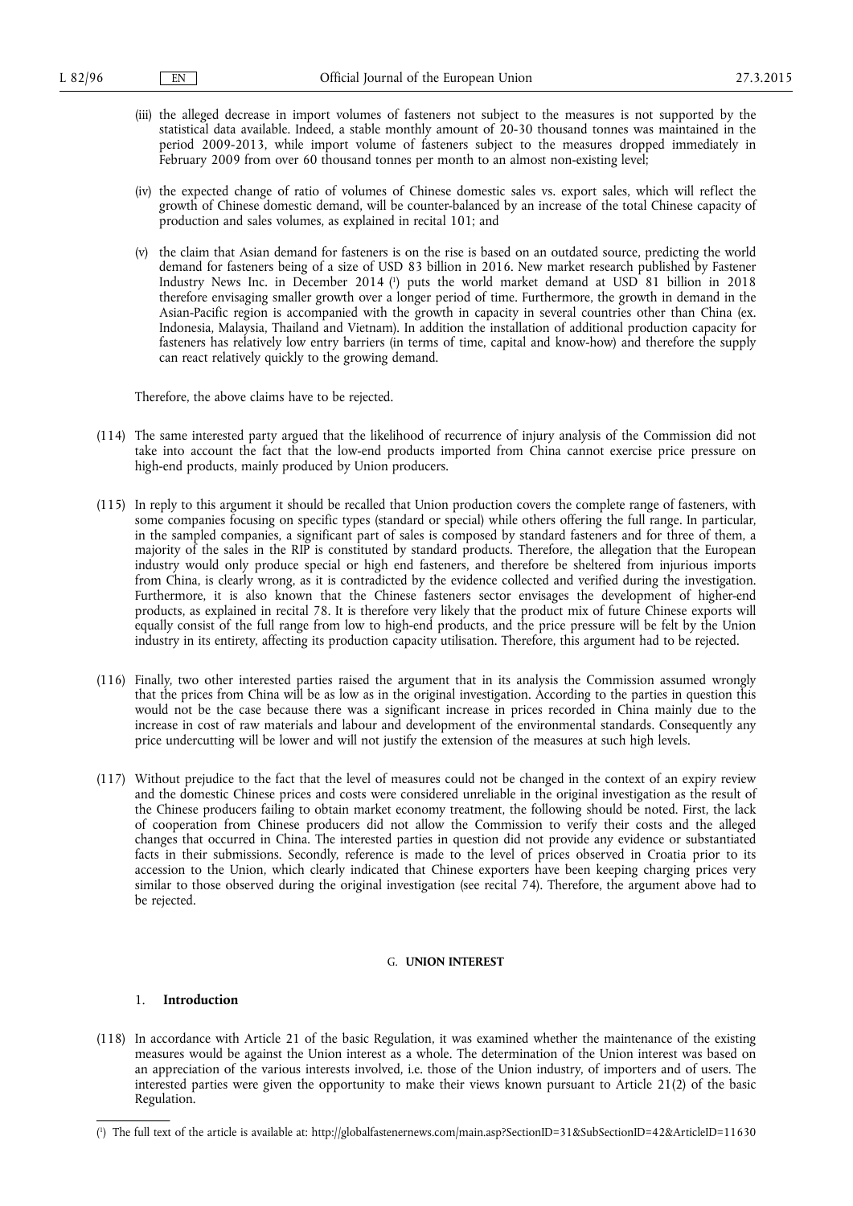(iii) the alleged decrease in import volumes of fasteners not subject to the measures is not supported by the statistical data available. Indeed, a stable monthly amount of 20-30 thousand tonnes was maintained in the period 2009-2013, while import volume of fasteners subject to the measures dropped immediately in February 2009 from over 60 thousand tonnes per month to an almost non-existing level;

(iv) the expected change of ratio of volumes of Chinese domestic sales vs. export sales, which will reflect the growth of Chinese domestic demand, will be counter-balanced by an increase of the total Chinese capacity of production and sales volumes, as explained in recital 101; and

(v) the claim that Asian demand for fasteners is on the rise is based on an outdated source, predicting the world demand for fasteners being of a size of USD 83 billion in 2016. New market research published by Fastener Industry News Inc. in December 2014 [1] puts the world market demand at USD 81 billion in 2018 therefore envisaging smaller growth over a longer period of time. Furthermore, the growth in demand in the Asian-Pacific region is accompanied with the growth in capacity in several countries other than China (ex. Indonesia, Malaysia, Thailand and Vietnam). In addition the installation of additional production capacity for fasteners has relatively low entry barriers (in terms of time, capital and know-how) and therefore the supply can react relatively quickly to the growing demand.

Therefore, the above claims have to be rejected.

(114) The same interested party argued that the likelihood of recurrence of injury analysis of the Commission did not take into account the fact that the low-end products imported from China cannot exercise price pressure on high-end products, mainly produced by Union producers.

(115) In reply to this argument it should be recalled that Union production covers the complete range of fasteners, with some companies focusing on specific types (standard or special) while others offering the full range. In particular, in the sampled companies, a significant part of sales is composed by standard fasteners and for three of them, a majority of the sales in the RIP is constituted by standard products. Therefore, the allegation that the European industry would only produce special or high end fasteners, and therefore be sheltered from injurious imports from China, is clearly wrong, as it is contradicted by the evidence collected and verified during the investigation. Furthermore, it is also known that the Chinese fasteners sector envisages the development of higher-end products, as explained in recital 78. It is therefore very likely that the product mix of future Chinese exports will equally consist of the full range from low to high-end products, and the price pressure will be felt by the Union industry in its entirety, affecting its production capacity utilisation. Therefore, this argument had to be rejected.

(116) Finally, two other interested parties raised the argument that in its analysis the Commission assumed wrongly that the prices from China will be as low as in the original investigation. According to the parties in question this would not be the case because there was a significant increase in prices recorded in China mainly due to the increase in cost of raw materials and labour and development of the environmental standards. Consequently any price undercutting will be lower and will not justify the extension of the measures at such high levels.

(117) Without prejudice to the fact that the level of measures could not be changed in the context of an expiry review and the domestic Chinese prices and costs were considered unreliable in the original investigation as the result of the Chinese producers failing to obtain market economy treatment, the following should be noted. First, the lack of cooperation from Chinese producers did not allow the Commission to verify their costs and the alleged changes that occurred in China. The interested parties in question did not provide any evidence or substantiated facts in their submissions. Secondly, reference is made to the level of prices observed in Croatia prior to its accession to the Union, which clearly indicated that Chinese exporters have been keeping charging prices very similar to those observed during the original investigation (see recital 74). Therefore, the argument above had to be rejected.

## G. UNION INTEREST

### 1. Introduction

(118) In accordance with Article 21 of the basic Regulation, it was examined whether the maintenance of the existing measures would be against the Union interest as a whole. The determination of the Union interest was based on an appreciation of the various interests involved, i.e. those of the Union industry, of importers and of users. The interested parties were given the opportunity to make their views known pursuant to Article 21(2) of the basic Regulation.

---

[1] The full text of the article is available at: http://globalfastenernews.com/main.asp?SectionID=31&SubSectionID=42&ArticleID=11630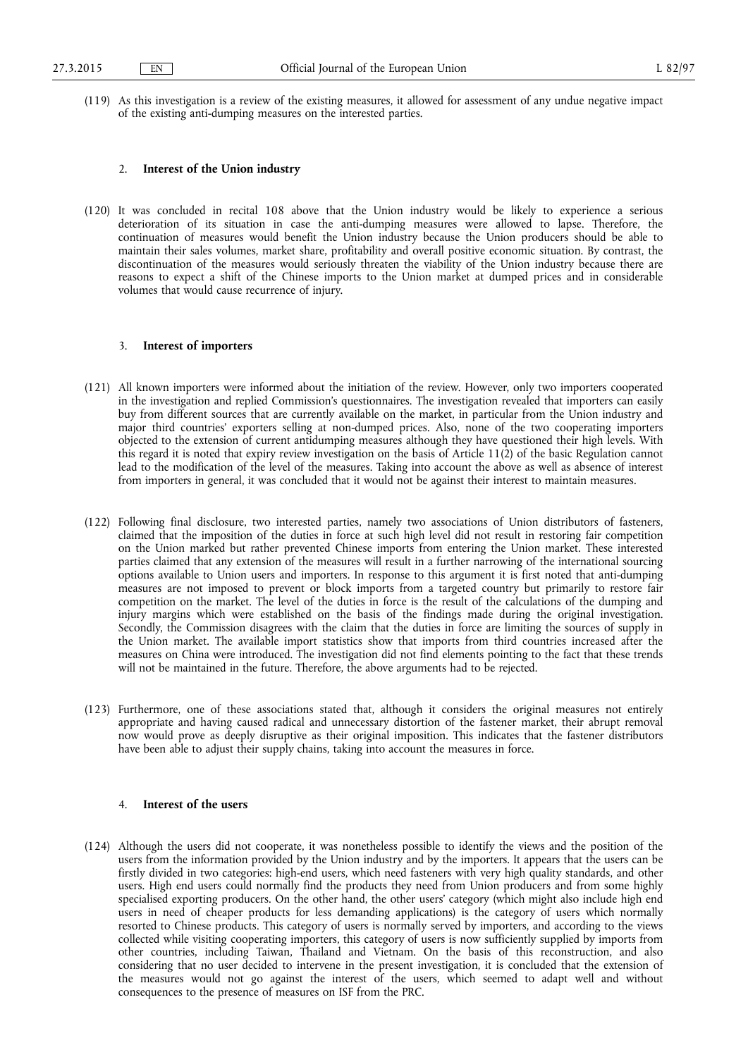(119) As this investigation is a review of the existing measures, it allowed for assessment of any undue negative impact of the existing anti-dumping measures on the interested parties.

### 2. **Interest of the Union industry**

(120) It was concluded in recital 108 above that the Union industry would be likely to experience a serious deterioration of its situation in case the anti-dumping measures were allowed to lapse. Therefore, the continuation of measures would benefit the Union industry because the Union producers should be able to maintain their sales volumes, market share, profitability and overall positive economic situation. By contrast, the discontinuation of the measures would seriously threaten the viability of the Union industry because there are reasons to expect a shift of the Chinese imports to the Union market at dumped prices and in considerable volumes that would cause recurrence of injury.

### 3. **Interest of importers**

(121) All known importers were informed about the initiation of the review. However, only two importers cooperated in the investigation and replied Commission's questionnaires. The investigation revealed that importers can easily buy from different sources that are currently available on the market, in particular from the Union industry and major third countries' exporters selling at non-dumped prices. Also, none of the two cooperating importers objected to the extension of current antidumping measures although they have questioned their high levels. With this regard it is noted that expiry review investigation on the basis of Article 11(2) of the basic Regulation cannot lead to the modification of the level of the measures. Taking into account the above as well as absence of interest from importers in general, it was concluded that it would not be against their interest to maintain measures.

(122) Following final disclosure, two interested parties, namely two associations of Union distributors of fasteners, claimed that the imposition of the duties in force at such high level did not result in restoring fair competition on the Union marked but rather prevented Chinese imports from entering the Union market. These interested parties claimed that any extension of the measures will result in a further narrowing of the international sourcing options available to Union users and importers. In response to this argument it is first noted that anti-dumping measures are not imposed to prevent or block imports from a targeted country but primarily to restore fair competition on the market. The level of the duties in force is the result of the calculations of the dumping and injury margins which were established on the basis of the findings made during the original investigation. Secondly, the Commission disagrees with the claim that the duties in force are limiting the sources of supply in the Union market. The available import statistics show that imports from third countries increased after the measures on China were introduced. The investigation did not find elements pointing to the fact that these trends will not be maintained in the future. Therefore, the above arguments had to be rejected.

(123) Furthermore, one of these associations stated that, although it considers the original measures not entirely appropriate and having caused radical and unnecessary distortion of the fastener market, their abrupt removal now would prove as deeply disruptive as their original imposition. This indicates that the fastener distributors have been able to adjust their supply chains, taking into account the measures in force.

### 4. **Interest of the users**

(124) Although the users did not cooperate, it was nonetheless possible to identify the views and the position of the users from the information provided by the Union industry and by the importers. It appears that the users can be firstly divided in two categories: high-end users, which need fasteners with very high quality standards, and other users. High end users could normally find the products they need from Union producers and from some highly specialised exporting producers. On the other hand, the other users' category (which might also include high end users in need of cheaper products for less demanding applications) is the category of users which normally resorted to Chinese products. This category of users is normally served by importers, and according to the views collected while visiting cooperating importers, this category of users is now sufficiently supplied by imports from other countries, including Taiwan, Thailand and Vietnam. On the basis of this reconstruction, and also considering that no user decided to intervene in the present investigation, it is concluded that the extension of the measures would not go against the interest of the users, which seemed to adapt well and without consequences to the presence of measures on ISF from the PRC.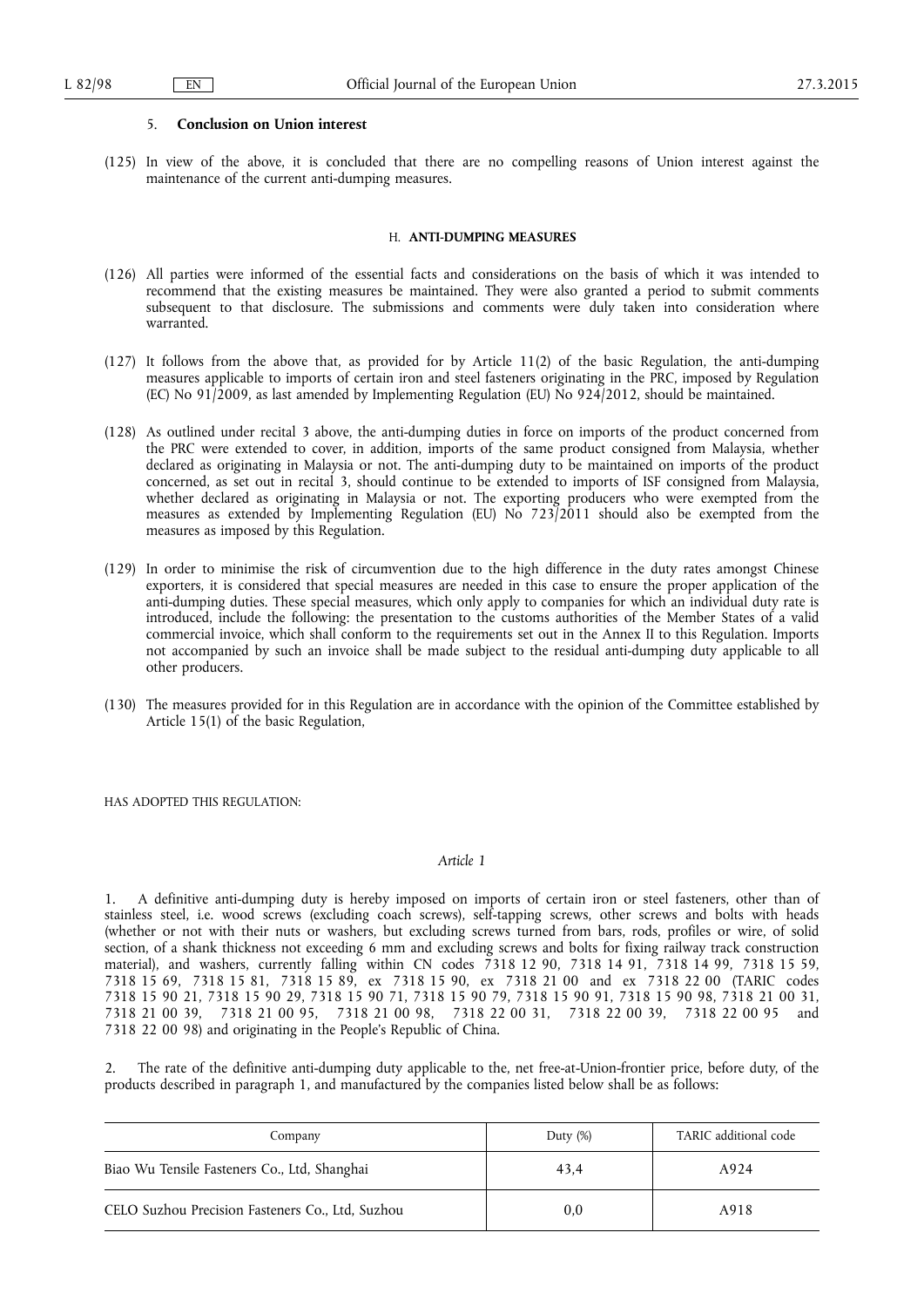### 5. **Conclusion on Union interest**

(125) In view of the above, it is concluded that there are no compelling reasons of Union interest against the maintenance of the current anti-dumping measures.

## H. **ANTI-DUMPING MEASURES**

(126) All parties were informed of the essential facts and considerations on the basis of which it was intended to recommend that the existing measures be maintained. They were also granted a period to submit comments subsequent to that disclosure. The submissions and comments were duly taken into consideration where warranted.

(127) It follows from the above that, as provided for by Article 11(2) of the basic Regulation, the anti-dumping measures applicable to imports of certain iron and steel fasteners originating in the PRC, imposed by Regulation (EC) No 91/2009, as last amended by Implementing Regulation (EU) No 924/2012, should be maintained.

(128) As outlined under recital 3 above, the anti-dumping duties in force on imports of the product concerned from the PRC were extended to cover, in addition, imports of the same product consigned from Malaysia, whether declared as originating in Malaysia or not. The anti-dumping duty to be maintained on imports of the product concerned, as set out in recital 3, should continue to be extended to imports of ISF consigned from Malaysia, whether declared as originating in Malaysia or not. The exporting producers who were exempted from the measures as extended by Implementing Regulation (EU) No 723/2011 should also be exempted from the measures as imposed by this Regulation.

(129) In order to minimise the risk of circumvention due to the high difference in the duty rates amongst Chinese exporters, it is considered that special measures are needed in this case to ensure the proper application of the anti-dumping duties. These special measures, which only apply to companies for which an individual duty rate is introduced, include the following: the presentation to the customs authorities of the Member States of a valid commercial invoice, which shall conform to the requirements set out in the Annex II to this Regulation. Imports not accompanied by such an invoice shall be made subject to the residual anti-dumping duty applicable to all other producers.

(130) The measures provided for in this Regulation are in accordance with the opinion of the Committee established by Article 15(1) of the basic Regulation,

HAS ADOPTED THIS REGULATION:

*Article 1*

1. A definitive anti-dumping duty is hereby imposed on imports of certain iron or steel fasteners, other than of stainless steel, i.e. wood screws (excluding coach screws), self-tapping screws, other screws and bolts with heads (whether or not with their nuts or washers, but excluding screws turned from bars, rods, profiles or wire, of solid section, of a shank thickness not exceeding 6 mm and excluding screws and bolts for fixing railway track construction material), and washers, currently falling within CN codes 7318 12 90, 7318 14 91, 7318 14 99, 7318 15 59, 7318 15 69, 7318 15 81, 7318 15 89, ex 7318 15 90, ex 7318 21 00 and ex 7318 22 00 (TARIC codes 7318 15 90 21, 7318 15 90 29, 7318 15 90 71, 7318 15 90 79, 7318 15 90 91, 7318 15 90 98, 7318 21 00 31, 7318 21 00 39, 7318 21 00 95, 7318 21 00 98, 7318 22 00 31, 7318 22 00 39, 7318 22 00 95 and 7318 22 00 98) and originating in the People's Republic of China.

2. The rate of the definitive anti-dumping duty applicable to the, net free-at-Union-frontier price, before duty, of the products described in paragraph 1, and manufactured by the companies listed below shall be as follows:

| Company | Duty (%) | TARIC additional code |
|---|---|---|
| Biao Wu Tensile Fasteners Co., Ltd, Shanghai | 43,4 | A924 |
| CELO Suzhou Precision Fasteners Co., Ltd, Suzhou | 0,0 | A918 |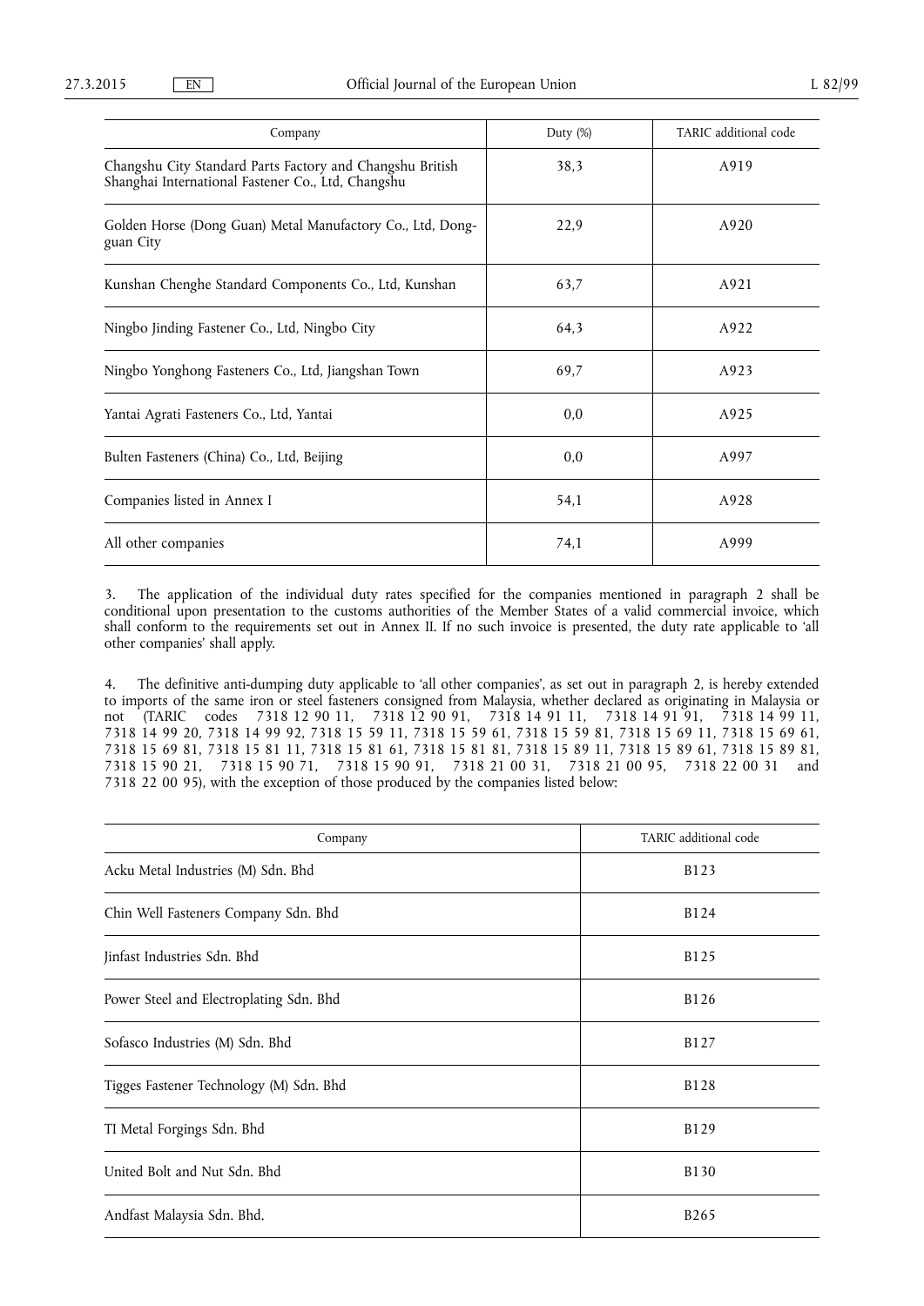| Company | Duty (%) | TARIC additional code |
| --- | --- | --- |
| Changshu City Standard Parts Factory and Changshu British Shanghai International Fastener Co., Ltd, Changshu | 38,3 | A919 |
| Golden Horse (Dong Guan) Metal Manufactory Co., Ltd, Dong-guan City | 22,9 | A920 |
| Kunshan Chenghe Standard Components Co., Ltd, Kunshan | 63,7 | A921 |
| Ningbo Jinding Fastener Co., Ltd, Ningbo City | 64,3 | A922 |
| Ningbo Yonghong Fasteners Co., Ltd, Jiangshan Town | 69,7 | A923 |
| Yantai Agrati Fasteners Co., Ltd, Yantai | 0,0 | A925 |
| Bulten Fasteners (China) Co., Ltd, Beijing | 0,0 | A997 |
| Companies listed in Annex I | 54,1 | A928 |
| All other companies | 74,1 | A999 |

3. The application of the individual duty rates specified for the companies mentioned in paragraph 2 shall be conditional upon presentation to the customs authorities of the Member States of a valid commercial invoice, which shall conform to the requirements set out in Annex II. If no such invoice is presented, the duty rate applicable to 'all other companies' shall apply.

4. The definitive anti-dumping duty applicable to 'all other companies', as set out in paragraph 2, is hereby extended to imports of the same iron or steel fasteners consigned from Malaysia, whether declared as originating in Malaysia or not (TARIC codes 7318 12 90 11, 7318 12 90 91, 7318 14 91 11, 7318 14 91 91, 7318 14 99 11, 7318 14 99 20, 7318 14 99 92, 7318 15 59 11, 7318 15 59 61, 7318 15 59 81, 7318 15 69 11, 7318 15 69 61, 7318 15 69 81, 7318 15 81 11, 7318 15 81 61, 7318 15 81 81, 7318 15 89 11, 7318 15 89 61, 7318 15 89 81, 7318 15 90 21, 7318 15 90 71, 7318 15 90 91, 7318 21 00 31, 7318 21 00 95, 7318 22 00 31 and 7318 22 00 95), with the exception of those produced by the companies listed below:

| Company | TARIC additional code |
| --- | --- |
| Acku Metal Industries (M) Sdn. Bhd | B123 |
| Chin Well Fasteners Company Sdn. Bhd | B124 |
| Jinfast Industries Sdn. Bhd | B125 |
| Power Steel and Electroplating Sdn. Bhd | B126 |
| Sofasco Industries (M) Sdn. Bhd | B127 |
| Tigges Fastener Technology (M) Sdn. Bhd | B128 |
| TI Metal Forgings Sdn. Bhd | B129 |
| United Bolt and Nut Sdn. Bhd | B130 |
| Andfast Malaysia Sdn. Bhd. | B265 |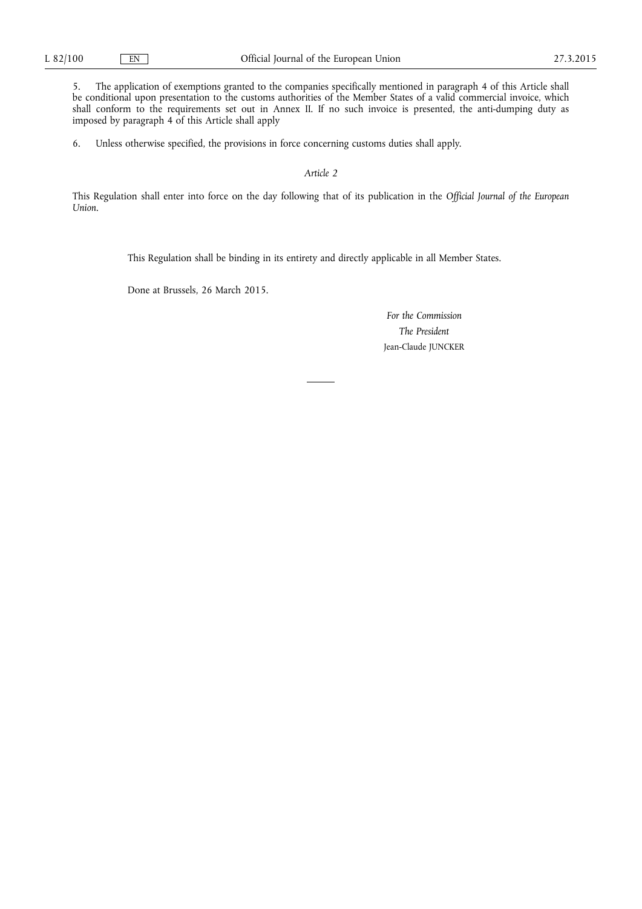5. The application of exemptions granted to the companies specifically mentioned in paragraph 4 of this Article shall be conditional upon presentation to the customs authorities of the Member States of a valid commercial invoice, which shall conform to the requirements set out in Annex II. If no such invoice is presented, the anti-dumping duty as imposed by paragraph 4 of this Article shall apply

6. Unless otherwise specified, the provisions in force concerning customs duties shall apply.

*Article 2*

This Regulation shall enter into force on the day following that of its publication in the *Official Journal of the European Union*.

This Regulation shall be binding in its entirety and directly applicable in all Member States.

Done at Brussels, 26 March 2015.

*For the Commission*

*The President*

Jean-Claude JUNCKER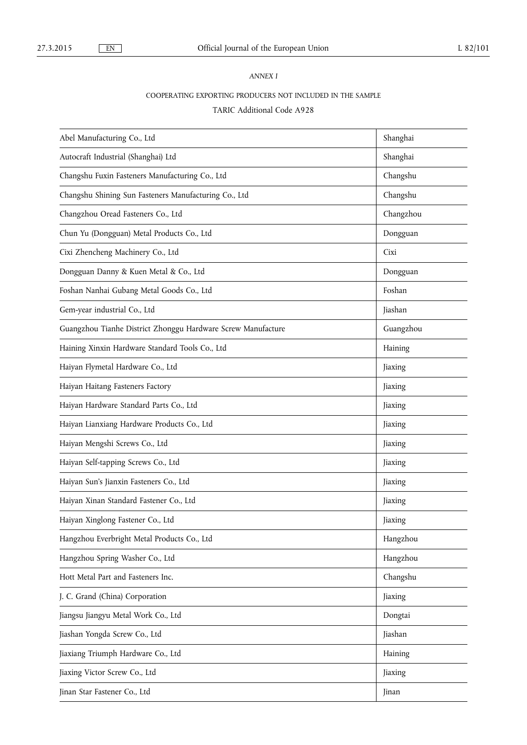*ANNEX I*

COOPERATING EXPORTING PRODUCERS NOT INCLUDED IN THE SAMPLE

TARIC Additional Code A928

| | |
|---|---|
| Abel Manufacturing Co., Ltd | Shanghai |
| Autocraft Industrial (Shanghai) Ltd | Shanghai |
| Changshu Fuxin Fasteners Manufacturing Co., Ltd | Changshu |
| Changshu Shining Sun Fasteners Manufacturing Co., Ltd | Changshu |
| Changzhou Oread Fasteners Co., Ltd | Changzhou |
| Chun Yu (Dongguan) Metal Products Co., Ltd | Dongguan |
| Cixi Zhencheng Machinery Co., Ltd | Cixi |
| Dongguan Danny & Kuen Metal & Co., Ltd | Dongguan |
| Foshan Nanhai Gubang Metal Goods Co., Ltd | Foshan |
| Gem-year industrial Co., Ltd | Jiashan |
| Guangzhou Tianhe District Zhonggu Hardware Screw Manufacture | Guangzhou |
| Haining Xinxin Hardware Standard Tools Co., Ltd | Haining |
| Haiyan Flymetal Hardware Co., Ltd | Jiaxing |
| Haiyan Haitang Fasteners Factory | Jiaxing |
| Haiyan Hardware Standard Parts Co., Ltd | Jiaxing |
| Haiyan Lianxiang Hardware Products Co., Ltd | Jiaxing |
| Haiyan Mengshi Screws Co., Ltd | Jiaxing |
| Haiyan Self-tapping Screws Co., Ltd | Jiaxing |
| Haiyan Sun's Jianxin Fasteners Co., Ltd | Jiaxing |
| Haiyan Xinan Standard Fastener Co., Ltd | Jiaxing |
| Haiyan Xinglong Fastener Co., Ltd | Jiaxing |
| Hangzhou Everbright Metal Products Co., Ltd | Hangzhou |
| Hangzhou Spring Washer Co., Ltd | Hangzhou |
| Hott Metal Part and Fasteners Inc. | Changshu |
| J. C. Grand (China) Corporation | Jiaxing |
| Jiangsu Jiangyu Metal Work Co., Ltd | Dongtai |
| Jiashan Yongda Screw Co., Ltd | Jiashan |
| Jiaxiang Triumph Hardware Co., Ltd | Haining |
| Jiaxing Victor Screw Co., Ltd | Jiaxing |
| Jinan Star Fastener Co., Ltd | Jinan |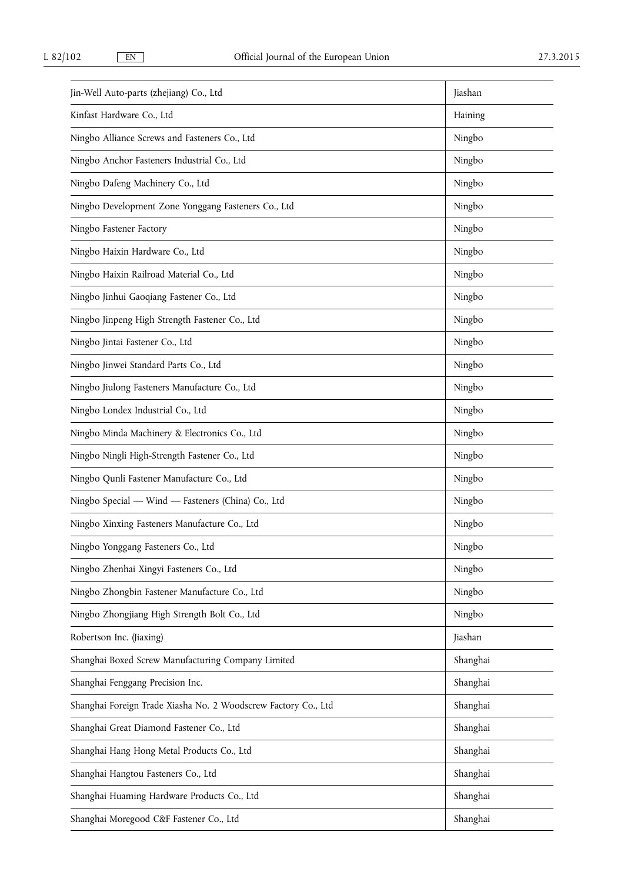| | |
|---|---|
| Jin-Well Auto-parts (zhejiang) Co., Ltd | Jiashan |
| Kinfast Hardware Co., Ltd | Haining |
| Ningbo Alliance Screws and Fasteners Co., Ltd | Ningbo |
| Ningbo Anchor Fasteners Industrial Co., Ltd | Ningbo |
| Ningbo Dafeng Machinery Co., Ltd | Ningbo |
| Ningbo Development Zone Yonggang Fasteners Co., Ltd | Ningbo |
| Ningbo Fastener Factory | Ningbo |
| Ningbo Haixin Hardware Co., Ltd | Ningbo |
| Ningbo Haixin Railroad Material Co., Ltd | Ningbo |
| Ningbo Jinhui Gaoqiang Fastener Co., Ltd | Ningbo |
| Ningbo Jinpeng High Strength Fastener Co., Ltd | Ningbo |
| Ningbo Jintai Fastener Co., Ltd | Ningbo |
| Ningbo Jinwei Standard Parts Co., Ltd | Ningbo |
| Ningbo Jiulong Fasteners Manufacture Co., Ltd | Ningbo |
| Ningbo Londex Industrial Co., Ltd | Ningbo |
| Ningbo Minda Machinery & Electronics Co., Ltd | Ningbo |
| Ningbo Ningli High-Strength Fastener Co., Ltd | Ningbo |
| Ningbo Qunli Fastener Manufacture Co., Ltd | Ningbo |
| Ningbo Special — Wind — Fasteners (China) Co., Ltd | Ningbo |
| Ningbo Xinxing Fasteners Manufacture Co., Ltd | Ningbo |
| Ningbo Yonggang Fasteners Co., Ltd | Ningbo |
| Ningbo Zhenhai Xingyi Fasteners Co., Ltd | Ningbo |
| Ningbo Zhongbin Fastener Manufacture Co., Ltd | Ningbo |
| Ningbo Zhongjiang High Strength Bolt Co., Ltd | Ningbo |
| Robertson Inc. (Jiaxing) | Jiashan |
| Shanghai Boxed Screw Manufacturing Company Limited | Shanghai |
| Shanghai Fenggang Precision Inc. | Shanghai |
| Shanghai Foreign Trade Xiasha No. 2 Woodscrew Factory Co., Ltd | Shanghai |
| Shanghai Great Diamond Fastener Co., Ltd | Shanghai |
| Shanghai Hang Hong Metal Products Co., Ltd | Shanghai |
| Shanghai Hangtou Fasteners Co., Ltd | Shanghai |
| Shanghai Huaming Hardware Products Co., Ltd | Shanghai |
| Shanghai Moregood C&F Fastener Co., Ltd | Shanghai |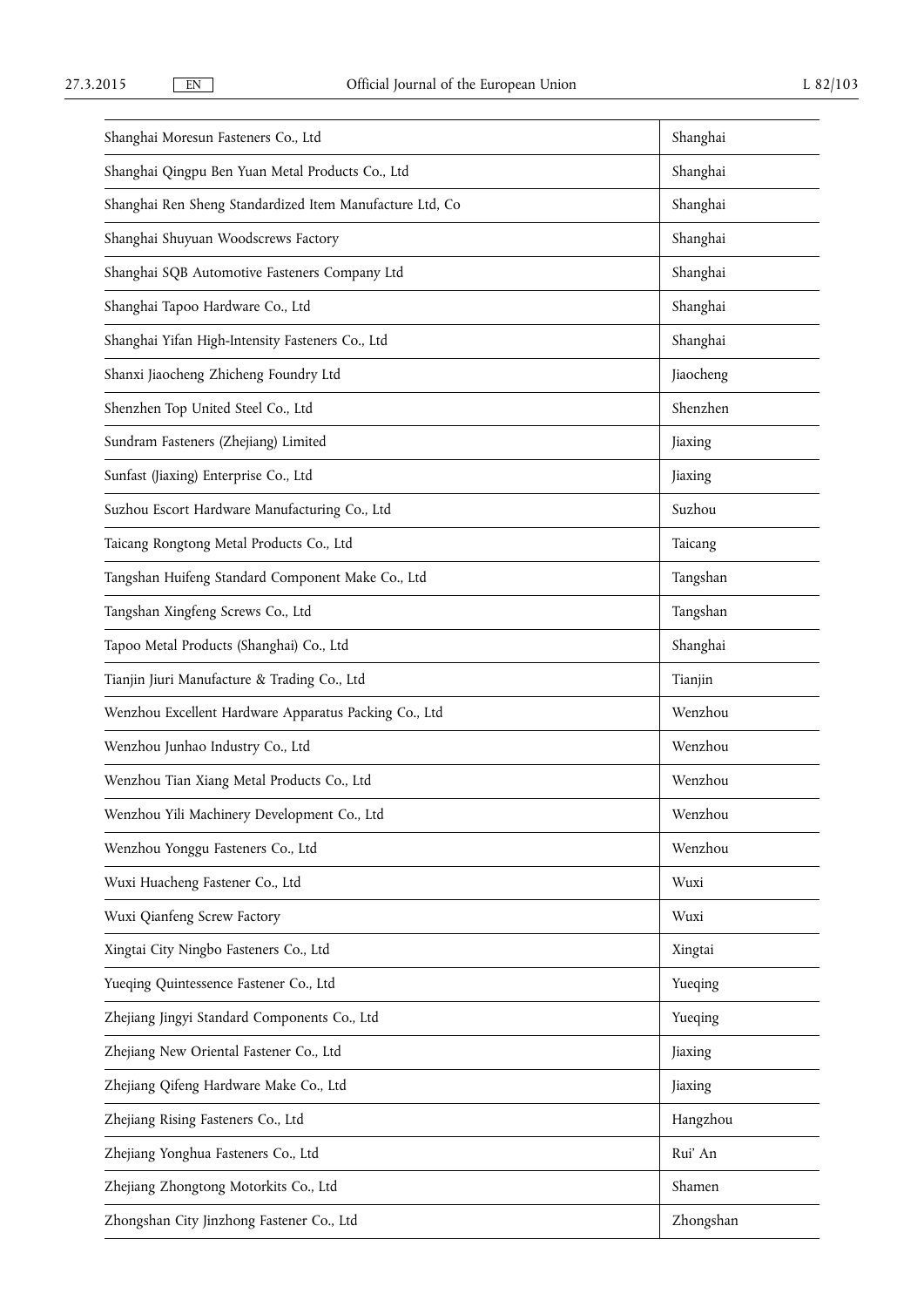| | |
|---|---|
| Shanghai Moresun Fasteners Co., Ltd | Shanghai |
| Shanghai Qingpu Ben Yuan Metal Products Co., Ltd | Shanghai |
| Shanghai Ren Sheng Standardized Item Manufacture Ltd, Co | Shanghai |
| Shanghai Shuyuan Woodscrews Factory | Shanghai |
| Shanghai SQB Automotive Fasteners Company Ltd | Shanghai |
| Shanghai Tapoo Hardware Co., Ltd | Shanghai |
| Shanghai Yifan High-Intensity Fasteners Co., Ltd | Shanghai |
| Shanxi Jiaocheng Zhicheng Foundry Ltd | Jiaocheng |
| Shenzhen Top United Steel Co., Ltd | Shenzhen |
| Sundram Fasteners (Zhejiang) Limited | Jiaxing |
| Sunfast (Jiaxing) Enterprise Co., Ltd | Jiaxing |
| Suzhou Escort Hardware Manufacturing Co., Ltd | Suzhou |
| Taicang Rongtong Metal Products Co., Ltd | Taicang |
| Tangshan Huifeng Standard Component Make Co., Ltd | Tangshan |
| Tangshan Xingfeng Screws Co., Ltd | Tangshan |
| Tapoo Metal Products (Shanghai) Co., Ltd | Shanghai |
| Tianjin Jiuri Manufacture & Trading Co., Ltd | Tianjin |
| Wenzhou Excellent Hardware Apparatus Packing Co., Ltd | Wenzhou |
| Wenzhou Junhao Industry Co., Ltd | Wenzhou |
| Wenzhou Tian Xiang Metal Products Co., Ltd | Wenzhou |
| Wenzhou Yili Machinery Development Co., Ltd | Wenzhou |
| Wenzhou Yonggu Fasteners Co., Ltd | Wenzhou |
| Wuxi Huacheng Fastener Co., Ltd | Wuxi |
| Wuxi Qianfeng Screw Factory | Wuxi |
| Xingtai City Ningbo Fasteners Co., Ltd | Xingtai |
| Yueqing Quintessence Fastener Co., Ltd | Yueqing |
| Zhejiang Jingyi Standard Components Co., Ltd | Yueqing |
| Zhejiang New Oriental Fastener Co., Ltd | Jiaxing |
| Zhejiang Qifeng Hardware Make Co., Ltd | Jiaxing |
| Zhejiang Rising Fasteners Co., Ltd | Hangzhou |
| Zhejiang Yonghua Fasteners Co., Ltd | Rui' An |
| Zhejiang Zhongtong Motorkits Co., Ltd | Shamen |
| Zhongshan City Jinzhong Fastener Co., Ltd | Zhongshan |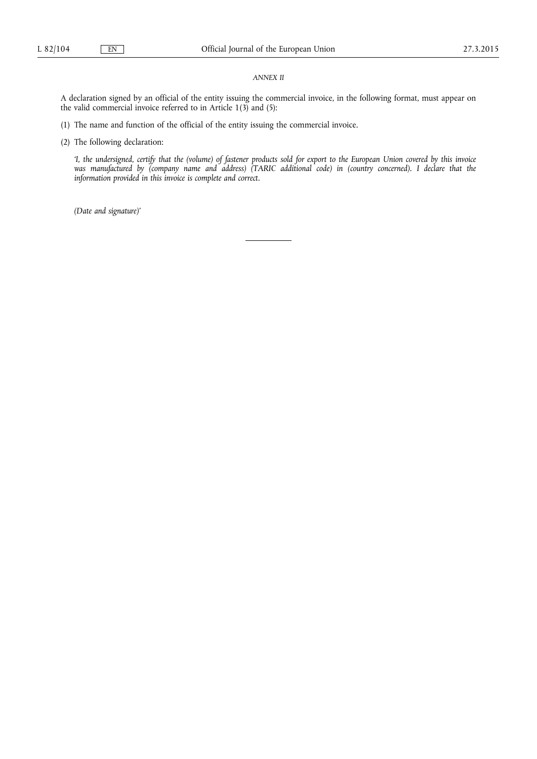*ANNEX II*

A declaration signed by an official of the entity issuing the commercial invoice, in the following format, must appear on the valid commercial invoice referred to in Article 1(3) and (5):

(1) The name and function of the official of the entity issuing the commercial invoice.

(2) The following declaration:

*'I, the undersigned, certify that the (volume) of fastener products sold for export to the European Union covered by this invoice was manufactured by (company name and address) (TARIC additional code) in (country concerned). I declare that the information provided in this invoice is complete and correct.*

*(Date and signature)'*